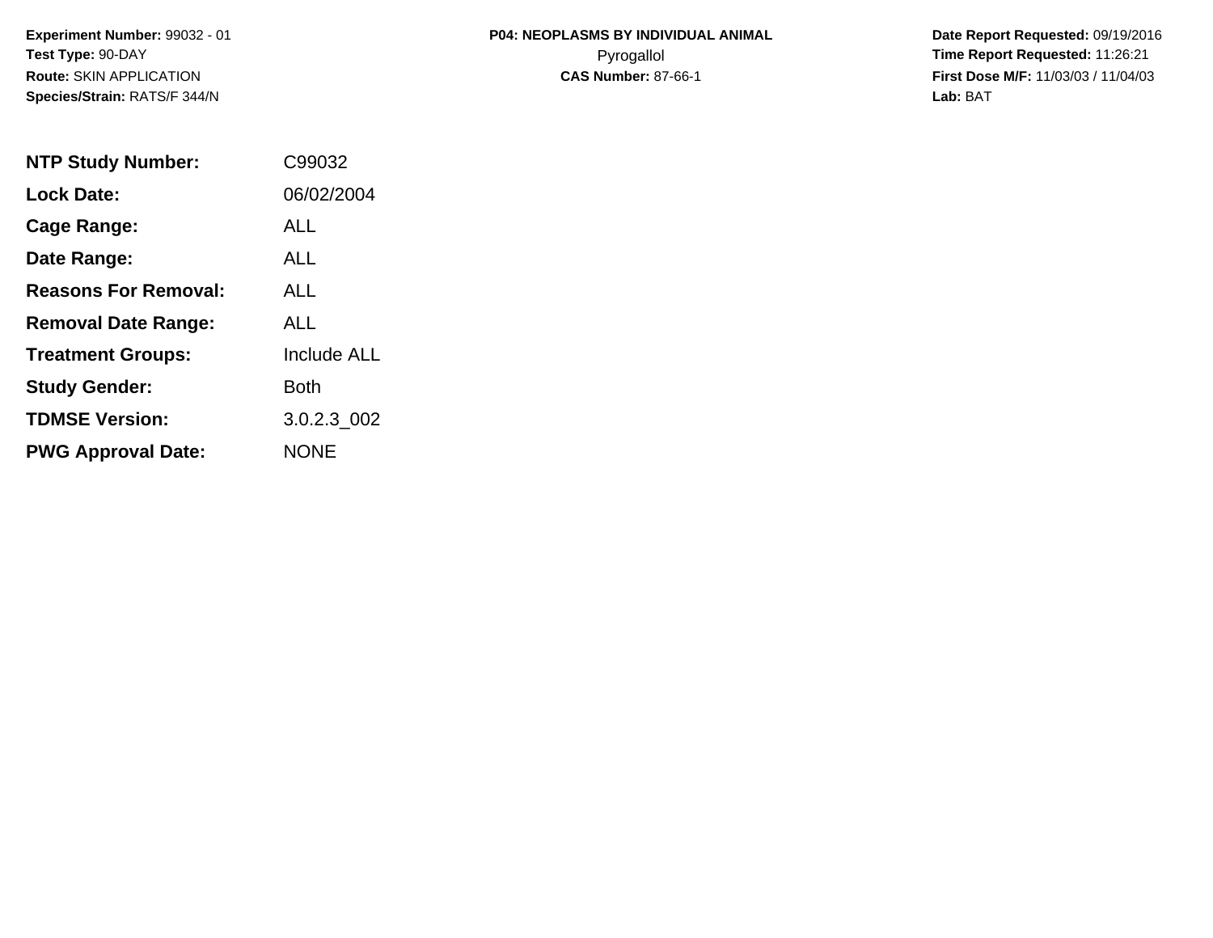**Experiment Number:** 99032 - 01
**Test Type:** 90-DAY
**Route:** SKIN APPLICATION
**Species/Strain:** RATS/F 344/N

**P04: NEOPLASMS BY INDIVIDUAL ANIMAL**
Pyrogallol
**CAS Number:** 87-66-1

**Date Report Requested:** 09/19/2016
**Time Report Requested:** 11:26:21
**First Dose M/F:** 11/03/03 / 11/04/03
**Lab:** BAT

| | |
|---|---|
| **NTP Study Number:** | C99032 |
| **Lock Date:** | 06/02/2004 |
| **Cage Range:** | ALL |
| **Date Range:** | ALL |
| **Reasons For Removal:** | ALL |
| **Removal Date Range:** | ALL |
| **Treatment Groups:** | Include ALL |
| **Study Gender:** | Both |
| **TDMSE Version:** | 3.0.2.3_002 |
| **PWG Approval Date:** | NONE |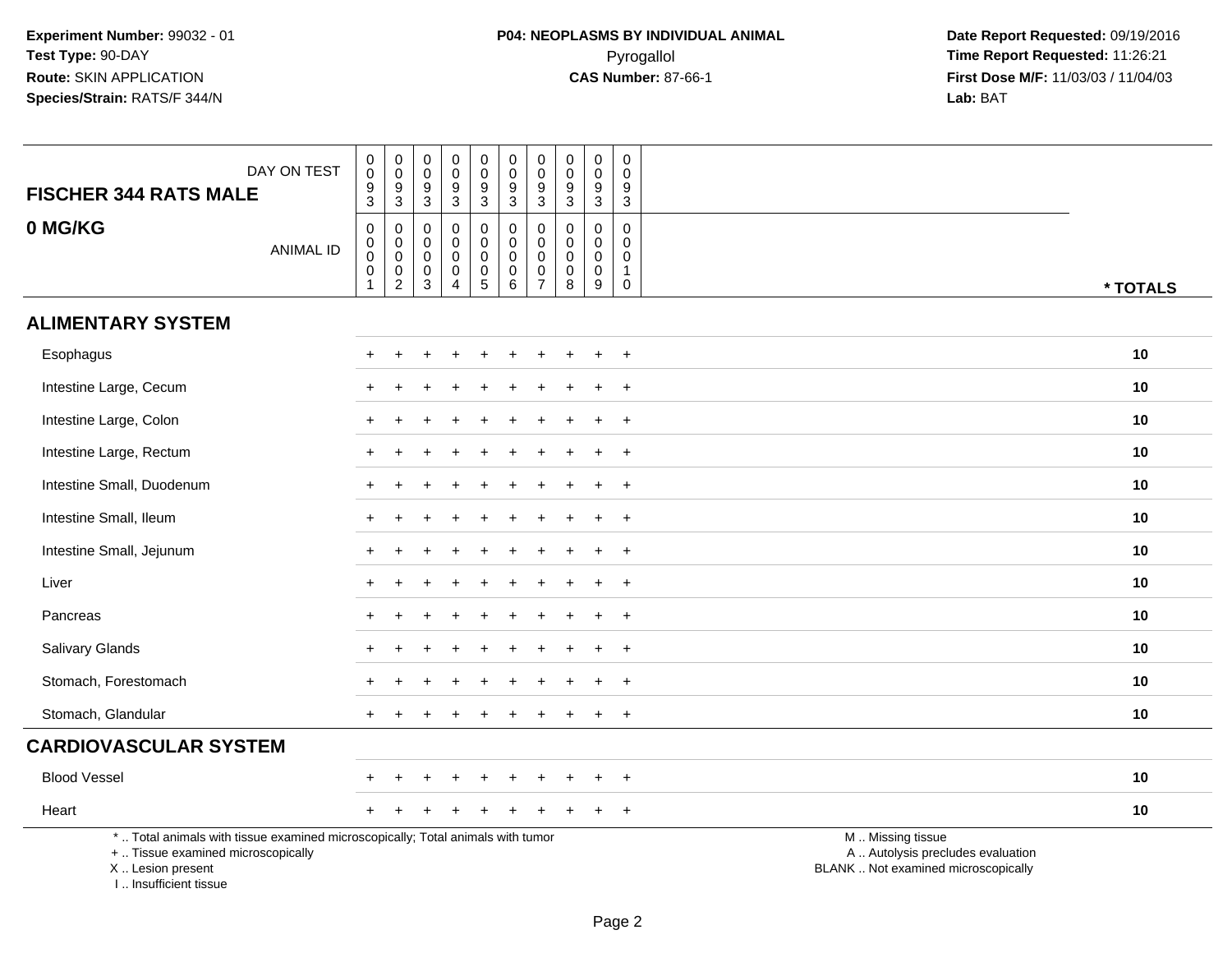**Experiment Number:** 99032 - 01
**Test Type:** 90-DAY
**Route:** SKIN APPLICATION
**Species/Strain:** RATS/F 344/N

**P04: NEOPLASMS BY INDIVIDUAL ANIMAL**
Pyrogallol
**CAS Number:** 87-66-1

**Date Report Requested:** 09/19/2016
**Time Report Requested:** 11:26:21
**First Dose M/F:** 11/03/03 / 11/04/03
**Lab:** BAT

| FISCHER 344 RATS MALE / 0 MG/KG | | | | | | | | | | | |
|---|---|---|---|---|---|---|---|---|---|---|---|
| DAY ON TEST | 0093 | 0093 | 0093 | 0093 | 0093 | 0093 | 0093 | 0093 | 0093 | 0093 | |
| ANIMAL ID | 00001 | 00002 | 00003 | 00004 | 00005 | 00006 | 00007 | 00008 | 00009 | 00010 | * TOTALS |
| **ALIMENTARY SYSTEM** | | | | | | | | | | | |
| Esophagus | + | + | + | + | + | + | + | + | + | + | 10 |
| Intestine Large, Cecum | + | + | + | + | + | + | + | + | + | + | 10 |
| Intestine Large, Colon | + | + | + | + | + | + | + | + | + | + | 10 |
| Intestine Large, Rectum | + | + | + | + | + | + | + | + | + | + | 10 |
| Intestine Small, Duodenum | + | + | + | + | + | + | + | + | + | + | 10 |
| Intestine Small, Ileum | + | + | + | + | + | + | + | + | + | + | 10 |
| Intestine Small, Jejunum | + | + | + | + | + | + | + | + | + | + | 10 |
| Liver | + | + | + | + | + | + | + | + | + | + | 10 |
| Pancreas | + | + | + | + | + | + | + | + | + | + | 10 |
| Salivary Glands | + | + | + | + | + | + | + | + | + | + | 10 |
| Stomach, Forestomach | + | + | + | + | + | + | + | + | + | + | 10 |
| Stomach, Glandular | + | + | + | + | + | + | + | + | + | + | 10 |
| **CARDIOVASCULAR SYSTEM** | | | | | | | | | | | |
| Blood Vessel | + | + | + | + | + | + | + | + | + | + | 10 |
| Heart | + | + | + | + | + | + | + | + | + | + | 10 |

* .. Total animals with tissue examined microscopically; Total animals with tumor
+ .. Tissue examined microscopically
X .. Lesion present
I .. Insufficient tissue

M .. Missing tissue
A .. Autolysis precludes evaluation
BLANK .. Not examined microscopically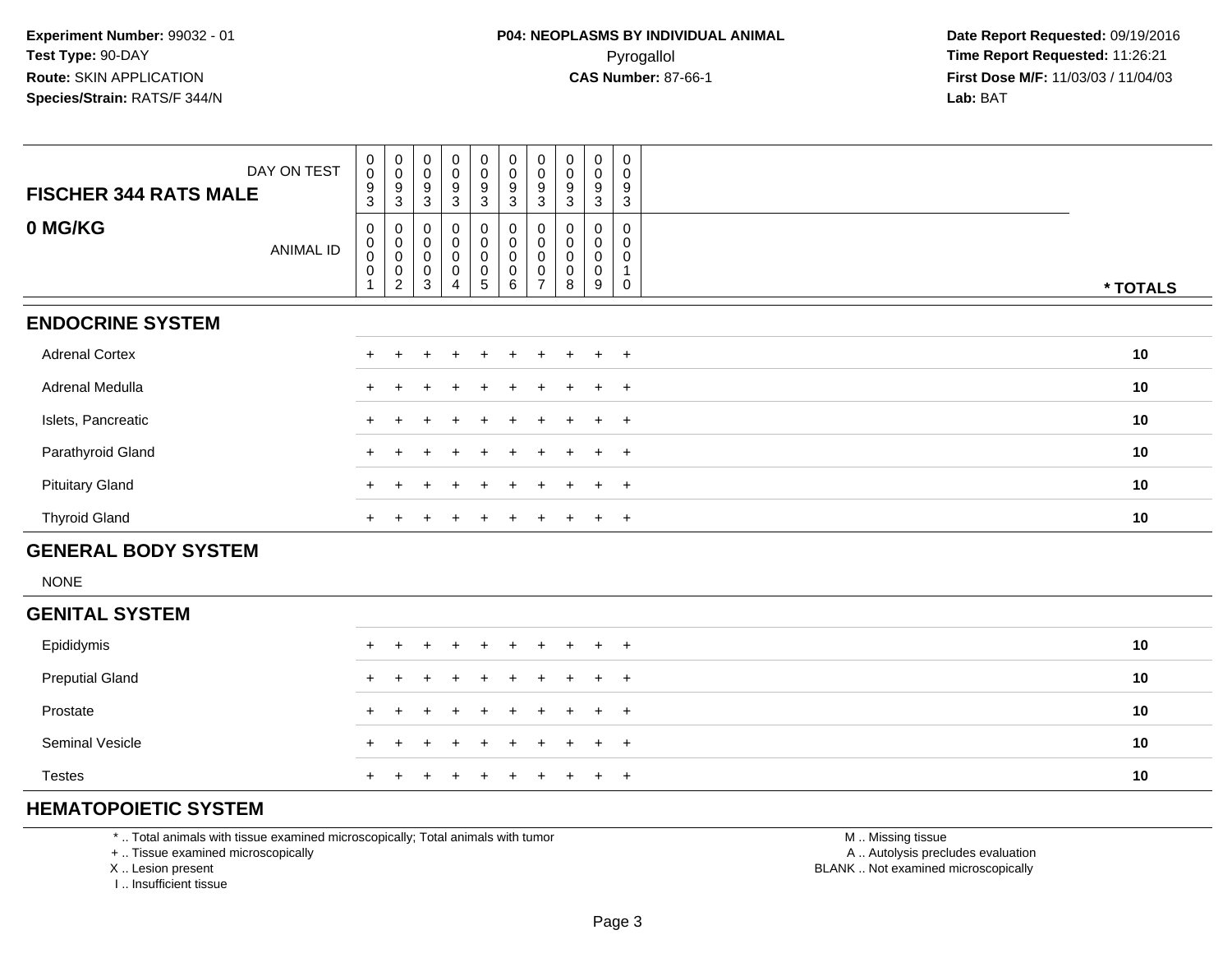**Experiment Number:** 99032 - 01
**Test Type:** 90-DAY
**Route:** SKIN APPLICATION
**Species/Strain:** RATS/F 344/N

**P04: NEOPLASMS BY INDIVIDUAL ANIMAL**
Pyrogallol
**CAS Number:** 87-66-1

**Date Report Requested:** 09/19/2016
**Time Report Requested:** 11:26:21
**First Dose M/F:** 11/03/03 / 11/04/03
**Lab:** BAT

| **FISCHER 344 RATS MALE** DAY ON TEST | 0093 | 0093 | 0093 | 0093 | 0093 | 0093 | 0093 | 0093 | 0093 | 0093 | |
|---|---|---|---|---|---|---|---|---|---|---|---|
| **0 MG/KG** ANIMAL ID | 00001 | 00002 | 00003 | 00004 | 00005 | 00006 | 00007 | 00008 | 00009 | 00010 | *** TOTALS** |
| **ENDOCRINE SYSTEM** | | | | | | | | | | | |
| Adrenal Cortex | + | + | + | + | + | + | + | + | + | + | **10** |
| Adrenal Medulla | + | + | + | + | + | + | + | + | + | + | **10** |
| Islets, Pancreatic | + | + | + | + | + | + | + | + | + | + | **10** |
| Parathyroid Gland | + | + | + | + | + | + | + | + | + | + | **10** |
| Pituitary Gland | + | + | + | + | + | + | + | + | + | + | **10** |
| Thyroid Gland | + | + | + | + | + | + | + | + | + | + | **10** |
| **GENERAL BODY SYSTEM** | | | | | | | | | | | |
| NONE | | | | | | | | | | | |
| **GENITAL SYSTEM** | | | | | | | | | | | |
| Epididymis | + | + | + | + | + | + | + | + | + | + | **10** |
| Preputial Gland | + | + | + | + | + | + | + | + | + | + | **10** |
| Prostate | + | + | + | + | + | + | + | + | + | + | **10** |
| Seminal Vesicle | + | + | + | + | + | + | + | + | + | + | **10** |
| Testes | + | + | + | + | + | + | + | + | + | + | **10** |
| **HEMATOPOIETIC SYSTEM** | | | | | | | | | | | |

* .. Total animals with tissue examined microscopically; Total animals with tumor
+ .. Tissue examined microscopically
X .. Lesion present
I .. Insufficient tissue

M .. Missing tissue
A .. Autolysis precludes evaluation
BLANK .. Not examined microscopically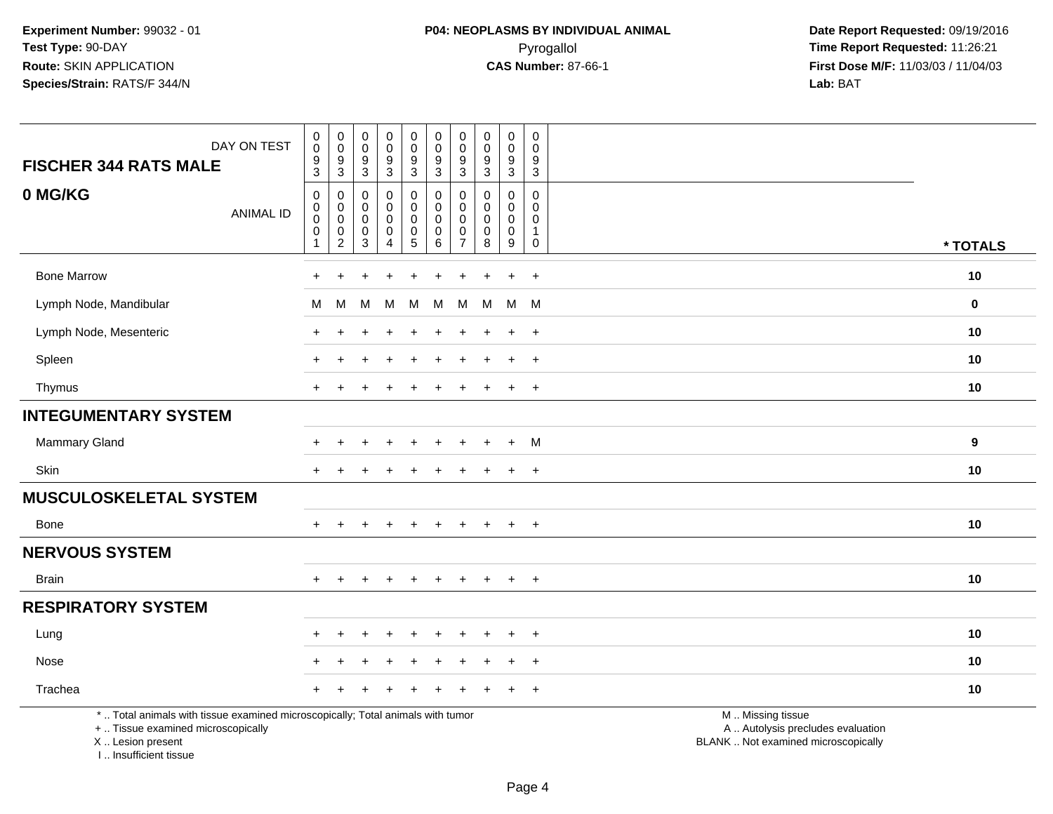**Experiment Number:** 99032 - 01
**Test Type:** 90-DAY
**Route:** SKIN APPLICATION
**Species/Strain:** RATS/F 344/N

**P04: NEOPLASMS BY INDIVIDUAL ANIMAL**
Pyrogallol
**CAS Number:** 87-66-1

**Date Report Requested:** 09/19/2016
**Time Report Requested:** 11:26:21
**First Dose M/F:** 11/03/03 / 11/04/03
**Lab:** BAT

| FISCHER 344 RATS MALE — DAY ON TEST | 0093 | 0093 | 0093 | 0093 | 0093 | 0093 | 0093 | 0093 | 0093 | 0093 | |
|---|---|---|---|---|---|---|---|---|---|---|---|
| **0 MG/KG** — ANIMAL ID | 00001 | 00002 | 00003 | 00004 | 00005 | 00006 | 00007 | 00008 | 00009 | 00010 | *** TOTALS** |
| Bone Marrow | + | + | + | + | + | + | + | + | + | + | **10** |
| Lymph Node, Mandibular | M | M | M | M | M | M | M | M | M | M | **0** |
| Lymph Node, Mesenteric | + | + | + | + | + | + | + | + | + | + | **10** |
| Spleen | + | + | + | + | + | + | + | + | + | + | **10** |
| Thymus | + | + | + | + | + | + | + | + | + | + | **10** |
| **INTEGUMENTARY SYSTEM** | | | | | | | | | | | |
| Mammary Gland | + | + | + | + | + | + | + | + | + | M | **9** |
| Skin | + | + | + | + | + | + | + | + | + | + | **10** |
| **MUSCULOSKELETAL SYSTEM** | | | | | | | | | | | |
| Bone | + | + | + | + | + | + | + | + | + | + | **10** |
| **NERVOUS SYSTEM** | | | | | | | | | | | |
| Brain | + | + | + | + | + | + | + | + | + | + | **10** |
| **RESPIRATORY SYSTEM** | | | | | | | | | | | |
| Lung | + | + | + | + | + | + | + | + | + | + | **10** |
| Nose | + | + | + | + | + | + | + | + | + | + | **10** |
| Trachea | + | + | + | + | + | + | + | + | + | + | **10** |

\* .. Total animals with tissue examined microscopically; Total animals with tumor
\+ .. Tissue examined microscopically
X .. Lesion present
I .. Insufficient tissue

M .. Missing tissue
A .. Autolysis precludes evaluation
BLANK .. Not examined microscopically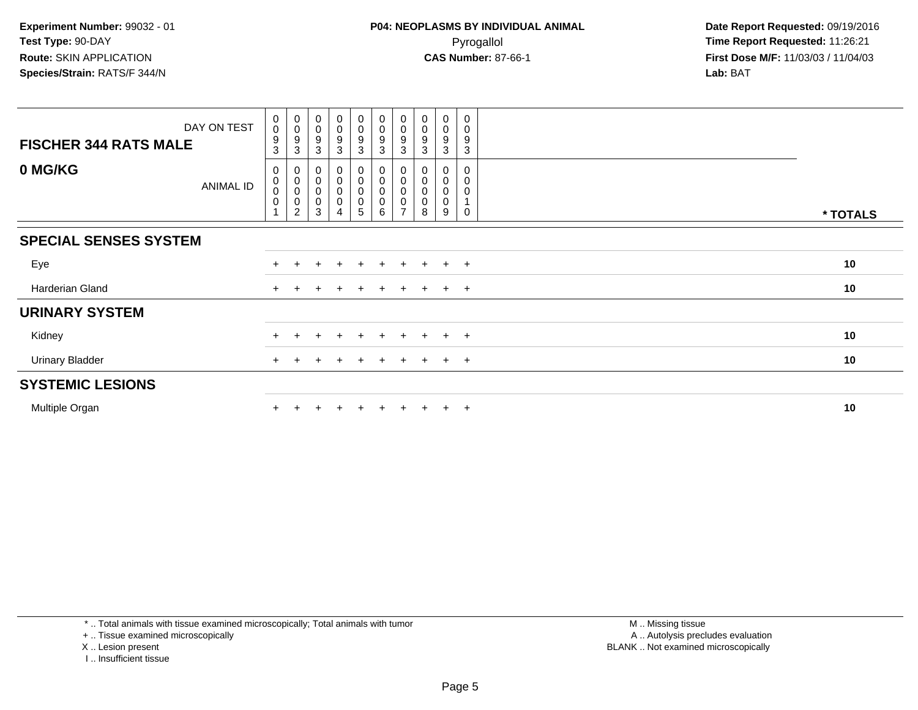**Experiment Number:** 99032 - 01
**Test Type:** 90-DAY
**Route:** SKIN APPLICATION
**Species/Strain:** RATS/F 344/N

**P04: NEOPLASMS BY INDIVIDUAL ANIMAL**
Pyrogallol
**CAS Number:** 87-66-1

**Date Report Requested:** 09/19/2016
**Time Report Requested:** 11:26:21
**First Dose M/F:** 11/03/03 / 11/04/03
**Lab:** BAT

| FISCHER 344 RATS MALE — DAY ON TEST | 0093 | 0093 | 0093 | 0093 | 0093 | 0093 | 0093 | 0093 | 0093 | 0093 | |
|---|---|---|---|---|---|---|---|---|---|---|---|
| **0 MG/KG** — ANIMAL ID | 00001 | 00002 | 00003 | 00004 | 00005 | 00006 | 00007 | 00008 | 00009 | 00010 | *** TOTALS** |
| **SPECIAL SENSES SYSTEM** | | | | | | | | | | | |
| Eye | + | + | + | + | + | + | + | + | + | + | **10** |
| Harderian Gland | + | + | + | + | + | + | + | + | + | + | **10** |
| **URINARY SYSTEM** | | | | | | | | | | | |
| Kidney | + | + | + | + | + | + | + | + | + | + | **10** |
| Urinary Bladder | + | + | + | + | + | + | + | + | + | + | **10** |
| **SYSTEMIC LESIONS** | | | | | | | | | | | |
| Multiple Organ | + | + | + | + | + | + | + | + | + | + | **10** |

* .. Total animals with tissue examined microscopically; Total animals with tumor
+ .. Tissue examined microscopically
X .. Lesion present
I .. Insufficient tissue

M .. Missing tissue
A .. Autolysis precludes evaluation
BLANK .. Not examined microscopically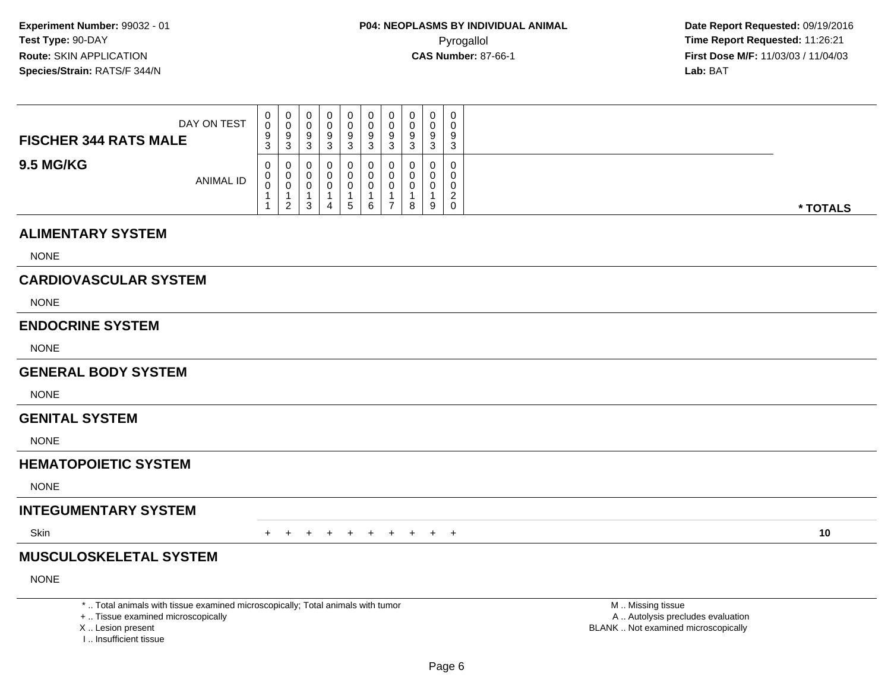**Experiment Number:** 99032 - 01
**Test Type:** 90-DAY
**Route:** SKIN APPLICATION
**Species/Strain:** RATS/F 344/N

**P04: NEOPLASMS BY INDIVIDUAL ANIMAL**
Pyrogallol
**CAS Number:** 87-66-1

**Date Report Requested:** 09/19/2016
**Time Report Requested:** 11:26:21
**First Dose M/F:** 11/03/03 / 11/04/03
**Lab:** BAT

| **FISCHER 344 RATS MALE** DAY ON TEST | 0093 | 0093 | 0093 | 0093 | 0093 | 0093 | 0093 | 0093 | 0093 | 0093 | |
|---|---|---|---|---|---|---|---|---|---|---|---|
| **9.5 MG/KG** ANIMAL ID | 00011 | 00012 | 00013 | 00014 | 00015 | 00016 | 00017 | 00018 | 00019 | 00020 | *** TOTALS** |
| **ALIMENTARY SYSTEM** | | | | | | | | | | | |
| NONE | | | | | | | | | | | |
| **CARDIOVASCULAR SYSTEM** | | | | | | | | | | | |
| NONE | | | | | | | | | | | |
| **ENDOCRINE SYSTEM** | | | | | | | | | | | |
| NONE | | | | | | | | | | | |
| **GENERAL BODY SYSTEM** | | | | | | | | | | | |
| NONE | | | | | | | | | | | |
| **GENITAL SYSTEM** | | | | | | | | | | | |
| NONE | | | | | | | | | | | |
| **HEMATOPOIETIC SYSTEM** | | | | | | | | | | | |
| NONE | | | | | | | | | | | |
| **INTEGUMENTARY SYSTEM** | | | | | | | | | | | |
| Skin | + | + | + | + | + | + | + | + | + | + | **10** |
| **MUSCULOSKELETAL SYSTEM** | | | | | | | | | | | |
| NONE | | | | | | | | | | | |

* .. Total animals with tissue examined microscopically; Total animals with tumor
+ .. Tissue examined microscopically
X .. Lesion present
I .. Insufficient tissue

M .. Missing tissue
A .. Autolysis precludes evaluation
BLANK .. Not examined microscopically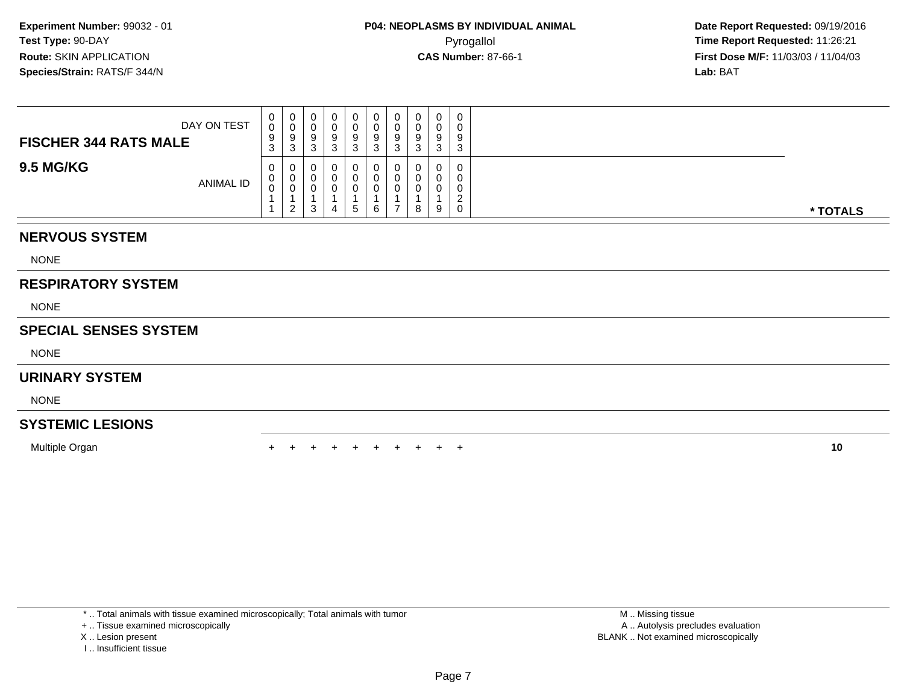**Experiment Number:** 99032 - 01
**Test Type:** 90-DAY
**Route:** SKIN APPLICATION
**Species/Strain:** RATS/F 344/N

**P04: NEOPLASMS BY INDIVIDUAL ANIMAL**
Pyrogallol
**CAS Number:** 87-66-1

**Date Report Requested:** 09/19/2016
**Time Report Requested:** 11:26:21
**First Dose M/F:** 11/03/03 / 11/04/03
**Lab:** BAT

| FISCHER 344 RATS MALE — DAY ON TEST | 0093 | 0093 | 0093 | 0093 | 0093 | 0093 | 0093 | 0093 | 0093 | 0093 | |
|---|---|---|---|---|---|---|---|---|---|---|---|
| **9.5 MG/KG** — ANIMAL ID | 00011 | 00012 | 00013 | 00014 | 00015 | 00016 | 00017 | 00018 | 00019 | 00020 | *** TOTALS** |
| **NERVOUS SYSTEM** | | | | | | | | | | | |
| NONE | | | | | | | | | | | |
| **RESPIRATORY SYSTEM** | | | | | | | | | | | |
| NONE | | | | | | | | | | | |
| **SPECIAL SENSES SYSTEM** | | | | | | | | | | | |
| NONE | | | | | | | | | | | |
| **URINARY SYSTEM** | | | | | | | | | | | |
| NONE | | | | | | | | | | | |
| **SYSTEMIC LESIONS** | | | | | | | | | | | |
| Multiple Organ | + | + | + | + | + | + | + | + | + | + | **10** |

* .. Total animals with tissue examined microscopically; Total animals with tumor
+ .. Tissue examined microscopically
X .. Lesion present
I .. Insufficient tissue

M .. Missing tissue
A .. Autolysis precludes evaluation
BLANK .. Not examined microscopically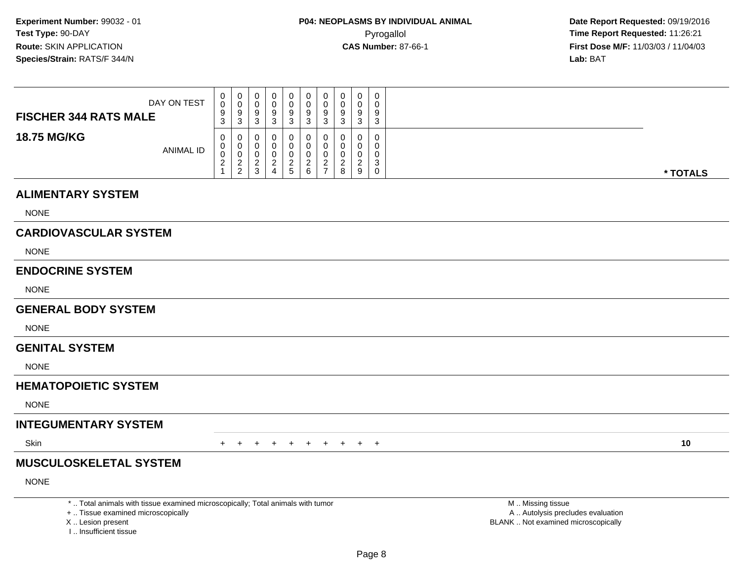**Experiment Number:** 99032 - 01
**Test Type:** 90-DAY
**Route:** SKIN APPLICATION
**Species/Strain:** RATS/F 344/N

**P04: NEOPLASMS BY INDIVIDUAL ANIMAL**
Pyrogallol
**CAS Number:** 87-66-1

**Date Report Requested:** 09/19/2016
**Time Report Requested:** 11:26:21
**First Dose M/F:** 11/03/03 / 11/04/03
**Lab:** BAT

| **FISCHER 344 RATS MALE** DAY ON TEST | 0093 | 0093 | 0093 | 0093 | 0093 | 0093 | 0093 | 0093 | 0093 | 0093 | |
|---|---|---|---|---|---|---|---|---|---|---|---|
| **18.75 MG/KG** ANIMAL ID | 00021 | 00022 | 00023 | 00024 | 00025 | 00026 | 00027 | 00028 | 00029 | 00030 | *** TOTALS** |
| **ALIMENTARY SYSTEM** | | | | | | | | | | | |
| NONE | | | | | | | | | | | |
| **CARDIOVASCULAR SYSTEM** | | | | | | | | | | | |
| NONE | | | | | | | | | | | |
| **ENDOCRINE SYSTEM** | | | | | | | | | | | |
| NONE | | | | | | | | | | | |
| **GENERAL BODY SYSTEM** | | | | | | | | | | | |
| NONE | | | | | | | | | | | |
| **GENITAL SYSTEM** | | | | | | | | | | | |
| NONE | | | | | | | | | | | |
| **HEMATOPOIETIC SYSTEM** | | | | | | | | | | | |
| NONE | | | | | | | | | | | |
| **INTEGUMENTARY SYSTEM** | | | | | | | | | | | |
| Skin | + | + | + | + | + | + | + | + | + | + | **10** |
| **MUSCULOSKELETAL SYSTEM** | | | | | | | | | | | |
| NONE | | | | | | | | | | | |

* .. Total animals with tissue examined microscopically; Total animals with tumor
+ .. Tissue examined microscopically
X .. Lesion present
I .. Insufficient tissue

M .. Missing tissue
A .. Autolysis precludes evaluation
BLANK .. Not examined microscopically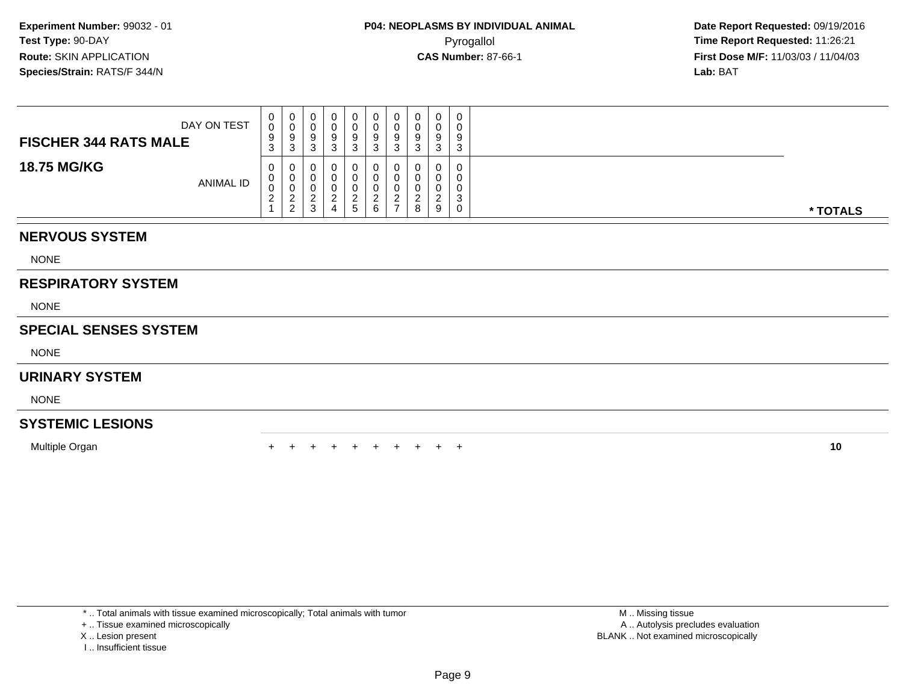**Experiment Number:** 99032 - 01
**Test Type:** 90-DAY
**Route:** SKIN APPLICATION
**Species/Strain:** RATS/F 344/N

**P04: NEOPLASMS BY INDIVIDUAL ANIMAL**
Pyrogallol
**CAS Number:** 87-66-1

**Date Report Requested:** 09/19/2016
**Time Report Requested:** 11:26:21
**First Dose M/F:** 11/03/03 / 11/04/03
**Lab:** BAT

| FISCHER 344 RATS MALE — DAY ON TEST | 0093 | 0093 | 0093 | 0093 | 0093 | 0093 | 0093 | 0093 | 0093 | 0093 | |
|---|---|---|---|---|---|---|---|---|---|---|---|
| **18.75 MG/KG** — ANIMAL ID | 00021 | 00022 | 00023 | 00024 | 00025 | 00026 | 00027 | 00028 | 00029 | 00030 | *** TOTALS** |
| **NERVOUS SYSTEM** | | | | | | | | | | | |
| NONE | | | | | | | | | | | |
| **RESPIRATORY SYSTEM** | | | | | | | | | | | |
| NONE | | | | | | | | | | | |
| **SPECIAL SENSES SYSTEM** | | | | | | | | | | | |
| NONE | | | | | | | | | | | |
| **URINARY SYSTEM** | | | | | | | | | | | |
| NONE | | | | | | | | | | | |
| **SYSTEMIC LESIONS** | | | | | | | | | | | |
| Multiple Organ | + | + | + | + | + | + | + | + | + | + | **10** |

* .. Total animals with tissue examined microscopically; Total animals with tumor
+ .. Tissue examined microscopically
X .. Lesion present
I .. Insufficient tissue

M .. Missing tissue
A .. Autolysis precludes evaluation
BLANK .. Not examined microscopically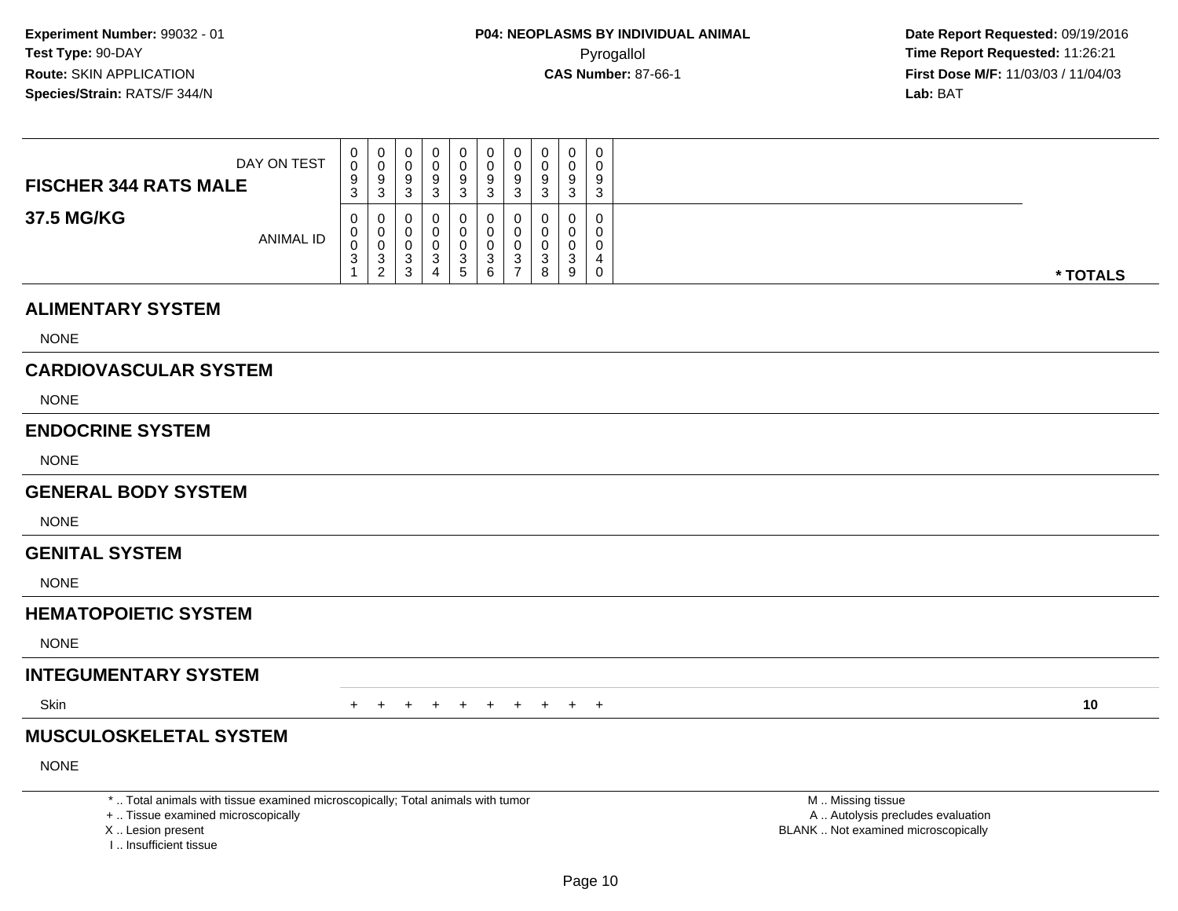**Experiment Number:** 99032 - 01
**Test Type:** 90-DAY
**Route:** SKIN APPLICATION
**Species/Strain:** RATS/F 344/N

**P04: NEOPLASMS BY INDIVIDUAL ANIMAL**
Pyrogallol
**CAS Number:** 87-66-1

**Date Report Requested:** 09/19/2016
**Time Report Requested:** 11:26:21
**First Dose M/F:** 11/03/03 / 11/04/03
**Lab:** BAT

| **FISCHER 344 RATS MALE** DAY ON TEST | 0093 | 0093 | 0093 | 0093 | 0093 | 0093 | 0093 | 0093 | 0093 | 0093 | |
|---|---|---|---|---|---|---|---|---|---|---|---|
| **37.5 MG/KG** ANIMAL ID | 00031 | 00032 | 00033 | 00034 | 00035 | 00036 | 00037 | 00038 | 00039 | 00040 | *** TOTALS** |
| **ALIMENTARY SYSTEM** | | | | | | | | | | | |
| NONE | | | | | | | | | | | |
| **CARDIOVASCULAR SYSTEM** | | | | | | | | | | | |
| NONE | | | | | | | | | | | |
| **ENDOCRINE SYSTEM** | | | | | | | | | | | |
| NONE | | | | | | | | | | | |
| **GENERAL BODY SYSTEM** | | | | | | | | | | | |
| NONE | | | | | | | | | | | |
| **GENITAL SYSTEM** | | | | | | | | | | | |
| NONE | | | | | | | | | | | |
| **HEMATOPOIETIC SYSTEM** | | | | | | | | | | | |
| NONE | | | | | | | | | | | |
| **INTEGUMENTARY SYSTEM** | | | | | | | | | | | |
| Skin | + | + | + | + | + | + | + | + | + | + | **10** |
| **MUSCULOSKELETAL SYSTEM** | | | | | | | | | | | |
| NONE | | | | | | | | | | | |

\* .. Total animals with tissue examined microscopically; Total animals with tumor
\+ .. Tissue examined microscopically
X .. Lesion present
I .. Insufficient tissue

M .. Missing tissue
A .. Autolysis precludes evaluation
BLANK .. Not examined microscopically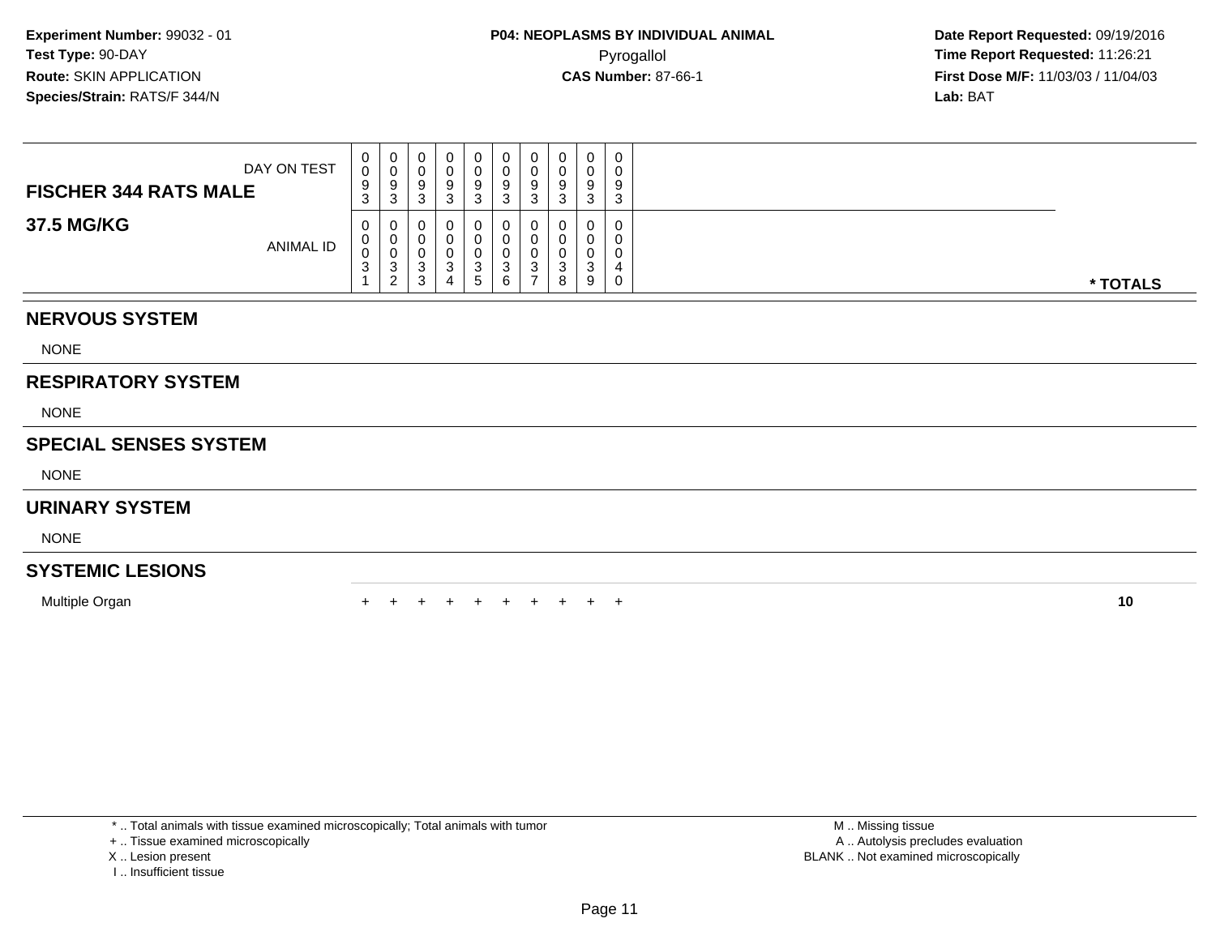**Experiment Number:** 99032 - 01
**Test Type:** 90-DAY
**Route:** SKIN APPLICATION
**Species/Strain:** RATS/F 344/N

**P04: NEOPLASMS BY INDIVIDUAL ANIMAL**
Pyrogallol
**CAS Number:** 87-66-1

**Date Report Requested:** 09/19/2016
**Time Report Requested:** 11:26:21
**First Dose M/F:** 11/03/03 / 11/04/03
**Lab:** BAT

| **FISCHER 344 RATS MALE** DAY ON TEST | 0093 | 0093 | 0093 | 0093 | 0093 | 0093 | 0093 | 0093 | 0093 | 0093 | |
|---|---|---|---|---|---|---|---|---|---|---|---|
| **37.5 MG/KG** ANIMAL ID | 00031 | 00032 | 00033 | 00034 | 00035 | 00036 | 00037 | 00038 | 00039 | 00040 | *** TOTALS** |
| **NERVOUS SYSTEM** | | | | | | | | | | | |
| NONE | | | | | | | | | | | |
| **RESPIRATORY SYSTEM** | | | | | | | | | | | |
| NONE | | | | | | | | | | | |
| **SPECIAL SENSES SYSTEM** | | | | | | | | | | | |
| NONE | | | | | | | | | | | |
| **URINARY SYSTEM** | | | | | | | | | | | |
| NONE | | | | | | | | | | | |
| **SYSTEMIC LESIONS** | | | | | | | | | | | |
| Multiple Organ | + | + | + | + | + | + | + | + | + | + | **10** |

\* .. Total animals with tissue examined microscopically; Total animals with tumor
\+ .. Tissue examined microscopically
X .. Lesion present
I .. Insufficient tissue

M .. Missing tissue
A .. Autolysis precludes evaluation
BLANK .. Not examined microscopically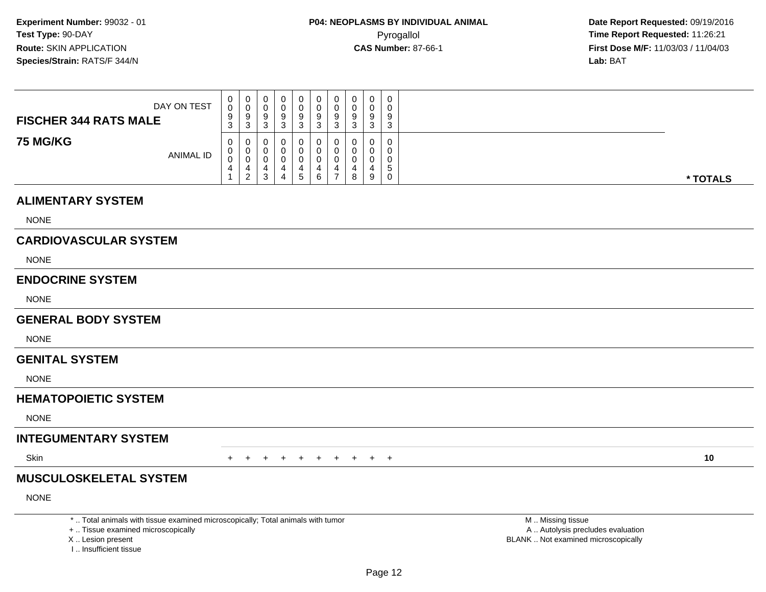**Experiment Number:** 99032 - 01
**Test Type:** 90-DAY
**Route:** SKIN APPLICATION
**Species/Strain:** RATS/F 344/N

**P04: NEOPLASMS BY INDIVIDUAL ANIMAL**
Pyrogallol
**CAS Number:** 87-66-1

**Date Report Requested:** 09/19/2016
**Time Report Requested:** 11:26:21
**First Dose M/F:** 11/03/03 / 11/04/03
**Lab:** BAT

| FISCHER 344 RATS MALE — 75 MG/KG | | | | | | | | | | | |
|---|---|---|---|---|---|---|---|---|---|---|---|
| DAY ON TEST | 0093 | 0093 | 0093 | 0093 | 0093 | 0093 | 0093 | 0093 | 0093 | 0093 | |
| ANIMAL ID | 00041 | 00042 | 00043 | 00044 | 00045 | 00046 | 00047 | 00048 | 00049 | 00050 | * TOTALS |
| **ALIMENTARY SYSTEM** | | | | | | | | | | | |
| NONE | | | | | | | | | | | |
| **CARDIOVASCULAR SYSTEM** | | | | | | | | | | | |
| NONE | | | | | | | | | | | |
| **ENDOCRINE SYSTEM** | | | | | | | | | | | |
| NONE | | | | | | | | | | | |
| **GENERAL BODY SYSTEM** | | | | | | | | | | | |
| NONE | | | | | | | | | | | |
| **GENITAL SYSTEM** | | | | | | | | | | | |
| NONE | | | | | | | | | | | |
| **HEMATOPOIETIC SYSTEM** | | | | | | | | | | | |
| NONE | | | | | | | | | | | |
| **INTEGUMENTARY SYSTEM** | | | | | | | | | | | |
| Skin | + | + | + | + | + | + | + | + | + | + | 10 |
| **MUSCULOSKELETAL SYSTEM** | | | | | | | | | | | |
| NONE | | | | | | | | | | | |

* .. Total animals with tissue examined microscopically; Total animals with tumor
+ .. Tissue examined microscopically
X .. Lesion present
I .. Insufficient tissue

M .. Missing tissue
A .. Autolysis precludes evaluation
BLANK .. Not examined microscopically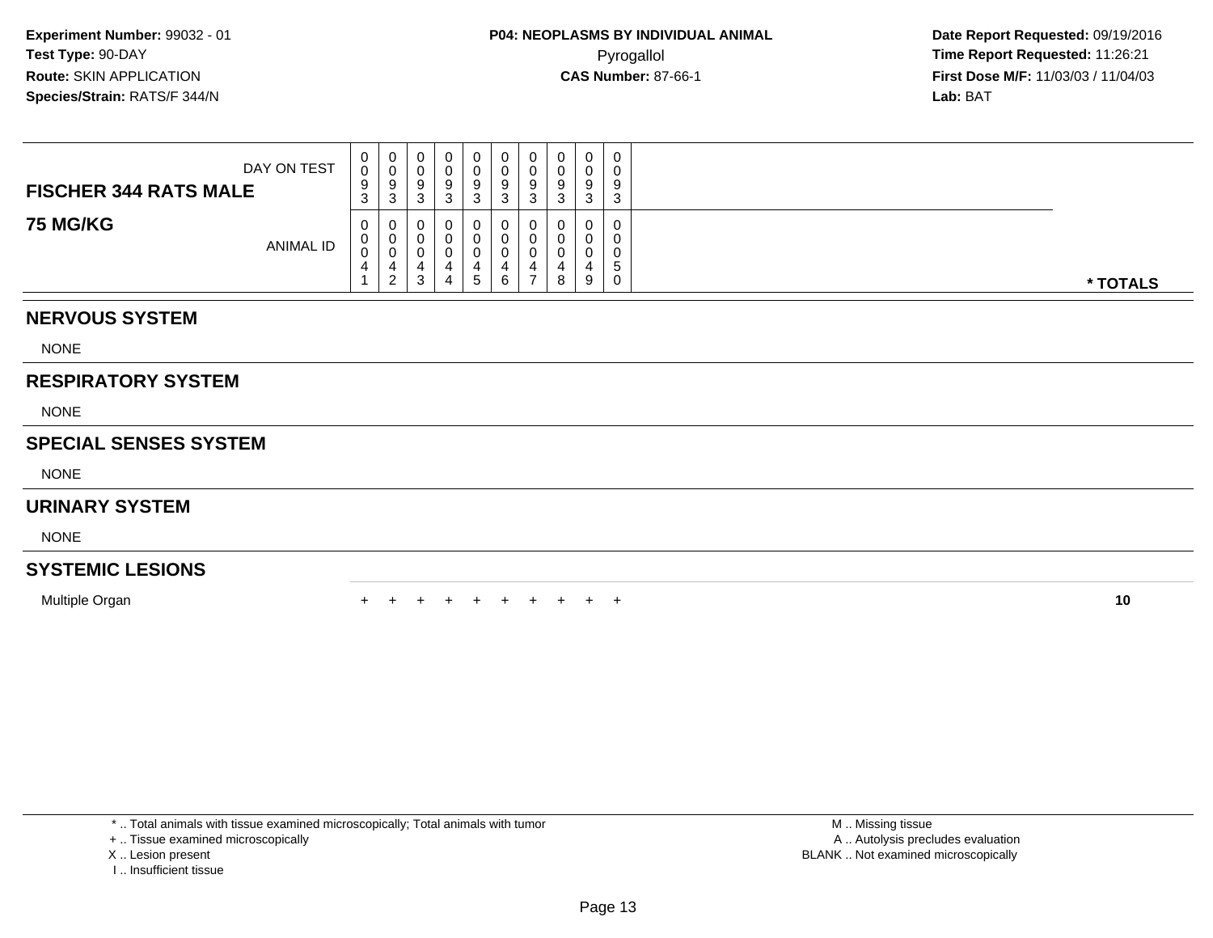**Experiment Number:** 99032 - 01
**Test Type:** 90-DAY
**Route:** SKIN APPLICATION
**Species/Strain:** RATS/F 344/N

**P04: NEOPLASMS BY INDIVIDUAL ANIMAL**
Pyrogallol
**CAS Number:** 87-66-1

**Date Report Requested:** 09/19/2016
**Time Report Requested:** 11:26:21
**First Dose M/F:** 11/03/03 / 11/04/03
**Lab:** BAT

| **FISCHER 344 RATS MALE** **75 MG/KG** | | | | | | | | | | | |
|---|---|---|---|---|---|---|---|---|---|---|---|
| DAY ON TEST | 0093 | 0093 | 0093 | 0093 | 0093 | 0093 | 0093 | 0093 | 0093 | 0093 | |
| ANIMAL ID | 00041 | 00042 | 00043 | 00044 | 00045 | 00046 | 00047 | 00048 | 00049 | 00050 | * TOTALS |
| **NERVOUS SYSTEM** | | | | | | | | | | | |
| NONE | | | | | | | | | | | |
| **RESPIRATORY SYSTEM** | | | | | | | | | | | |
| NONE | | | | | | | | | | | |
| **SPECIAL SENSES SYSTEM** | | | | | | | | | | | |
| NONE | | | | | | | | | | | |
| **URINARY SYSTEM** | | | | | | | | | | | |
| NONE | | | | | | | | | | | |
| **SYSTEMIC LESIONS** | | | | | | | | | | | |
| Multiple Organ | + | + | + | + | + | + | + | + | + | + | **10** |

* .. Total animals with tissue examined microscopically; Total animals with tumor
+ .. Tissue examined microscopically
X .. Lesion present
I .. Insufficient tissue

M .. Missing tissue
A .. Autolysis precludes evaluation
BLANK .. Not examined microscopically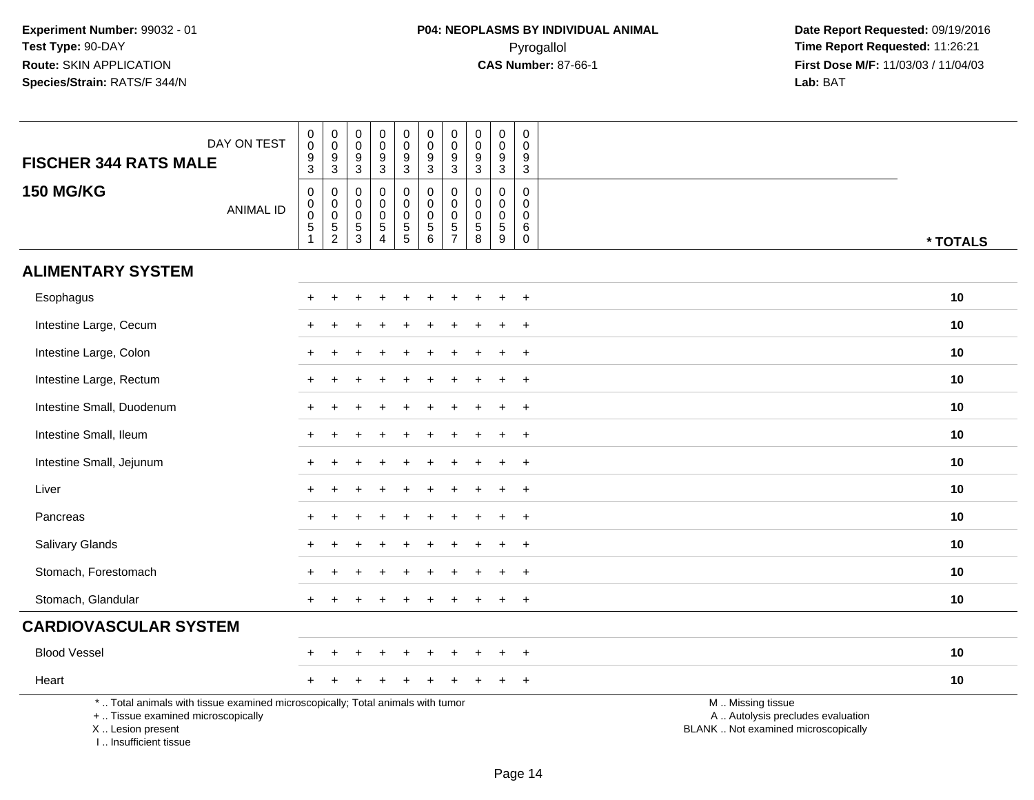**Experiment Number:** 99032 - 01
**Test Type:** 90-DAY
**Route:** SKIN APPLICATION
**Species/Strain:** RATS/F 344/N

**P04: NEOPLASMS BY INDIVIDUAL ANIMAL**
Pyrogallol
**CAS Number:** 87-66-1

**Date Report Requested:** 09/19/2016
**Time Report Requested:** 11:26:21
**First Dose M/F:** 11/03/03 / 11/04/03
**Lab:** BAT

## FISCHER 344 RATS MALE
## 150 MG/KG

| DAY ON TEST | 0093 | 0093 | 0093 | 0093 | 0093 | 0093 | 0093 | 0093 | 0093 | 0093 | |
|---|---|---|---|---|---|---|---|---|---|---|---|
| ANIMAL ID | 00051 | 00052 | 00053 | 00054 | 00055 | 00056 | 00057 | 00058 | 00059 | 00060 | * TOTALS |
| **ALIMENTARY SYSTEM** | | | | | | | | | | | |
| Esophagus | + | + | + | + | + | + | + | + | + | + | 10 |
| Intestine Large, Cecum | + | + | + | + | + | + | + | + | + | + | 10 |
| Intestine Large, Colon | + | + | + | + | + | + | + | + | + | + | 10 |
| Intestine Large, Rectum | + | + | + | + | + | + | + | + | + | + | 10 |
| Intestine Small, Duodenum | + | + | + | + | + | + | + | + | + | + | 10 |
| Intestine Small, Ileum | + | + | + | + | + | + | + | + | + | + | 10 |
| Intestine Small, Jejunum | + | + | + | + | + | + | + | + | + | + | 10 |
| Liver | + | + | + | + | + | + | + | + | + | + | 10 |
| Pancreas | + | + | + | + | + | + | + | + | + | + | 10 |
| Salivary Glands | + | + | + | + | + | + | + | + | + | + | 10 |
| Stomach, Forestomach | + | + | + | + | + | + | + | + | + | + | 10 |
| Stomach, Glandular | + | + | + | + | + | + | + | + | + | + | 10 |
| **CARDIOVASCULAR SYSTEM** | | | | | | | | | | | |
| Blood Vessel | + | + | + | + | + | + | + | + | + | + | 10 |
| Heart | + | + | + | + | + | + | + | + | + | + | 10 |

* .. Total animals with tissue examined microscopically; Total animals with tumor
+ .. Tissue examined microscopically
X .. Lesion present
I .. Insufficient tissue

M .. Missing tissue
A .. Autolysis precludes evaluation
BLANK .. Not examined microscopically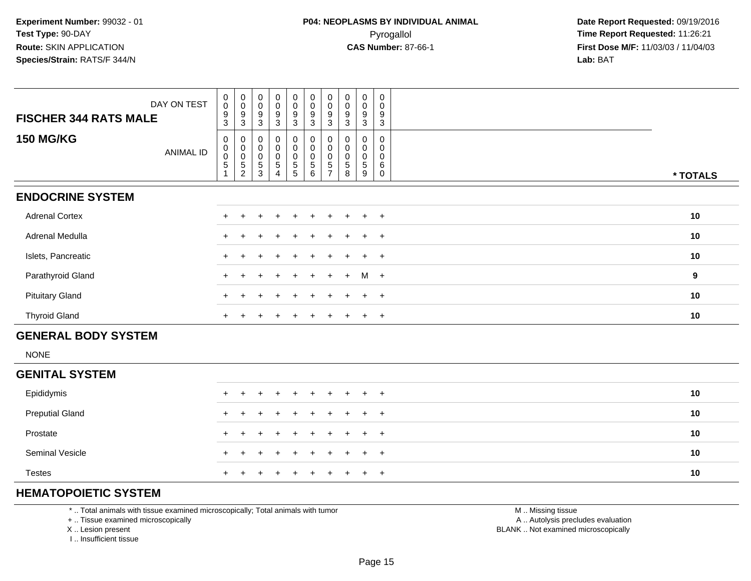**Experiment Number:** 99032 - 01
**Test Type:** 90-DAY
**Route:** SKIN APPLICATION
**Species/Strain:** RATS/F 344/N

**P04: NEOPLASMS BY INDIVIDUAL ANIMAL**
Pyrogallol
**CAS Number:** 87-66-1

**Date Report Requested:** 09/19/2016
**Time Report Requested:** 11:26:21
**First Dose M/F:** 11/03/03 / 11/04/03
**Lab:** BAT

| FISCHER 344 RATS MALE — DAY ON TEST | 0093 | 0093 | 0093 | 0093 | 0093 | 0093 | 0093 | 0093 | 0093 | 0093 | |
|---|---|---|---|---|---|---|---|---|---|---|---|
| **150 MG/KG** — ANIMAL ID | 00051 | 00052 | 00053 | 00054 | 00055 | 00056 | 00057 | 00058 | 00059 | 00060 | *** TOTALS** |
| **ENDOCRINE SYSTEM** | | | | | | | | | | | |
| Adrenal Cortex | + | + | + | + | + | + | + | + | + | + | **10** |
| Adrenal Medulla | + | + | + | + | + | + | + | + | + | + | **10** |
| Islets, Pancreatic | + | + | + | + | + | + | + | + | + | + | **10** |
| Parathyroid Gland | + | + | + | + | + | + | + | + | M | + | **9** |
| Pituitary Gland | + | + | + | + | + | + | + | + | + | + | **10** |
| Thyroid Gland | + | + | + | + | + | + | + | + | + | + | **10** |
| **GENERAL BODY SYSTEM** | | | | | | | | | | | |
| NONE | | | | | | | | | | | |
| **GENITAL SYSTEM** | | | | | | | | | | | |
| Epididymis | + | + | + | + | + | + | + | + | + | + | **10** |
| Preputial Gland | + | + | + | + | + | + | + | + | + | + | **10** |
| Prostate | + | + | + | + | + | + | + | + | + | + | **10** |
| Seminal Vesicle | + | + | + | + | + | + | + | + | + | + | **10** |
| Testes | + | + | + | + | + | + | + | + | + | + | **10** |
| **HEMATOPOIETIC SYSTEM** | | | | | | | | | | | |

* .. Total animals with tissue examined microscopically; Total animals with tumor
+ .. Tissue examined microscopically
X .. Lesion present
I .. Insufficient tissue

M .. Missing tissue
A .. Autolysis precludes evaluation
BLANK .. Not examined microscopically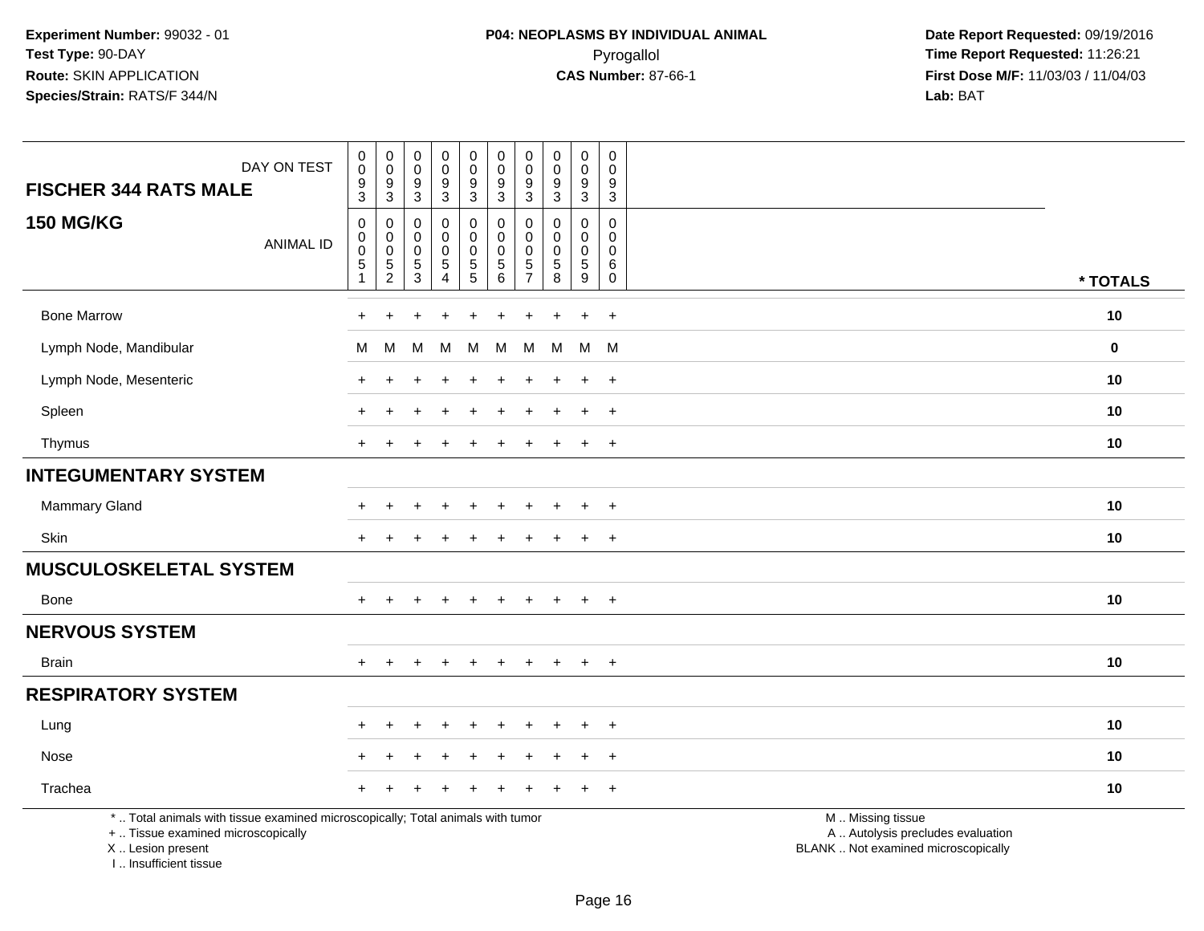**Experiment Number:** 99032 - 01
**Test Type:** 90-DAY
**Route:** SKIN APPLICATION
**Species/Strain:** RATS/F 344/N

**P04: NEOPLASMS BY INDIVIDUAL ANIMAL**
Pyrogallol
**CAS Number:** 87-66-1

**Date Report Requested:** 09/19/2016
**Time Report Requested:** 11:26:21
**First Dose M/F:** 11/03/03 / 11/04/03
**Lab:** BAT

| FISCHER 344 RATS MALE / 150 MG/KG | | | | | | | | | | | |
|---|---|---|---|---|---|---|---|---|---|---|---|
| DAY ON TEST | 0093 | 0093 | 0093 | 0093 | 0093 | 0093 | 0093 | 0093 | 0093 | 0093 | |
| ANIMAL ID | 00051 | 00052 | 00053 | 00054 | 00055 | 00056 | 00057 | 00058 | 00059 | 00060 | * TOTALS |
| Bone Marrow | + | + | + | + | + | + | + | + | + | + | 10 |
| Lymph Node, Mandibular | M | M | M | M | M | M | M | M | M | M | 0 |
| Lymph Node, Mesenteric | + | + | + | + | + | + | + | + | + | + | 10 |
| Spleen | + | + | + | + | + | + | + | + | + | + | 10 |
| Thymus | + | + | + | + | + | + | + | + | + | + | 10 |
| **INTEGUMENTARY SYSTEM** | | | | | | | | | | | |
| Mammary Gland | + | + | + | + | + | + | + | + | + | + | 10 |
| Skin | + | + | + | + | + | + | + | + | + | + | 10 |
| **MUSCULOSKELETAL SYSTEM** | | | | | | | | | | | |
| Bone | + | + | + | + | + | + | + | + | + | + | 10 |
| **NERVOUS SYSTEM** | | | | | | | | | | | |
| Brain | + | + | + | + | + | + | + | + | + | + | 10 |
| **RESPIRATORY SYSTEM** | | | | | | | | | | | |
| Lung | + | + | + | + | + | + | + | + | + | + | 10 |
| Nose | + | + | + | + | + | + | + | + | + | + | 10 |
| Trachea | + | + | + | + | + | + | + | + | + | + | 10 |

* .. Total animals with tissue examined microscopically; Total animals with tumor
+ .. Tissue examined microscopically
X .. Lesion present
I .. Insufficient tissue

M .. Missing tissue
A .. Autolysis precludes evaluation
BLANK .. Not examined microscopically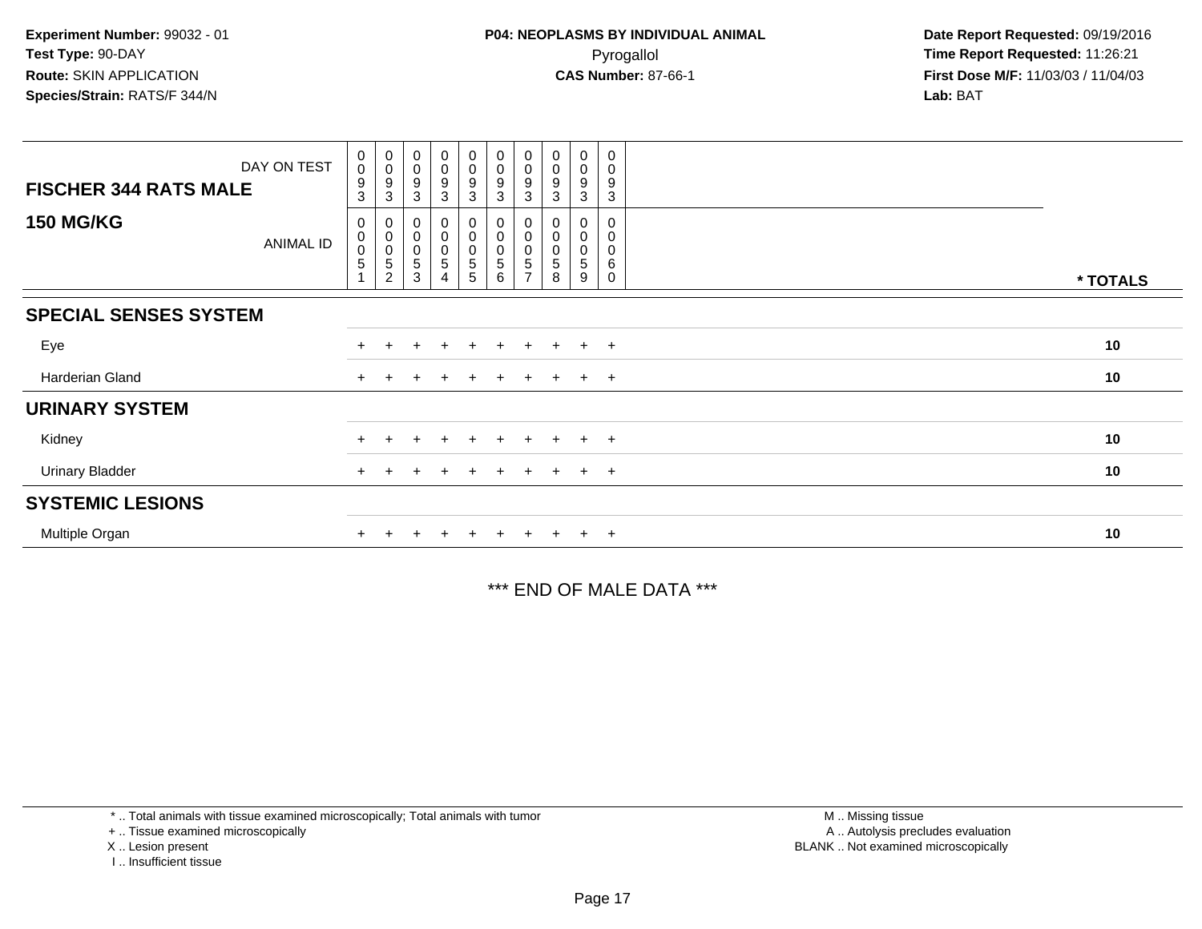**Experiment Number:** 99032 - 01
**Test Type:** 90-DAY
**Route:** SKIN APPLICATION
**Species/Strain:** RATS/F 344/N

**P04: NEOPLASMS BY INDIVIDUAL ANIMAL**
Pyrogallol
**CAS Number:** 87-66-1

**Date Report Requested:** 09/19/2016
**Time Report Requested:** 11:26:21
**First Dose M/F:** 11/03/03 / 11/04/03
**Lab:** BAT

| FISCHER 344 RATS MALE 150 MG/KG | DAY ON TEST | 0093 | 0093 | 0093 | 0093 | 0093 | 0093 | 0093 | 0093 | 0093 | 0093 | |
|---|---|---|---|---|---|---|---|---|---|---|---|---|
| | ANIMAL ID | 00051 | 00052 | 00053 | 00054 | 00055 | 00056 | 00057 | 00058 | 00059 | 00060 | * TOTALS |
| **SPECIAL SENSES SYSTEM** | | | | | | | | | | | | |
| Eye | | + | + | + | + | + | + | + | + | + | + | 10 |
| Harderian Gland | | + | + | + | + | + | + | + | + | + | + | 10 |
| **URINARY SYSTEM** | | | | | | | | | | | | |
| Kidney | | + | + | + | + | + | + | + | + | + | + | 10 |
| Urinary Bladder | | + | + | + | + | + | + | + | + | + | + | 10 |
| **SYSTEMIC LESIONS** | | | | | | | | | | | | |
| Multiple Organ | | + | + | + | + | + | + | + | + | + | + | 10 |

*** END OF MALE DATA ***

* .. Total animals with tissue examined microscopically; Total animals with tumor
+ .. Tissue examined microscopically
X .. Lesion present
I .. Insufficient tissue

M .. Missing tissue
A .. Autolysis precludes evaluation
BLANK .. Not examined microscopically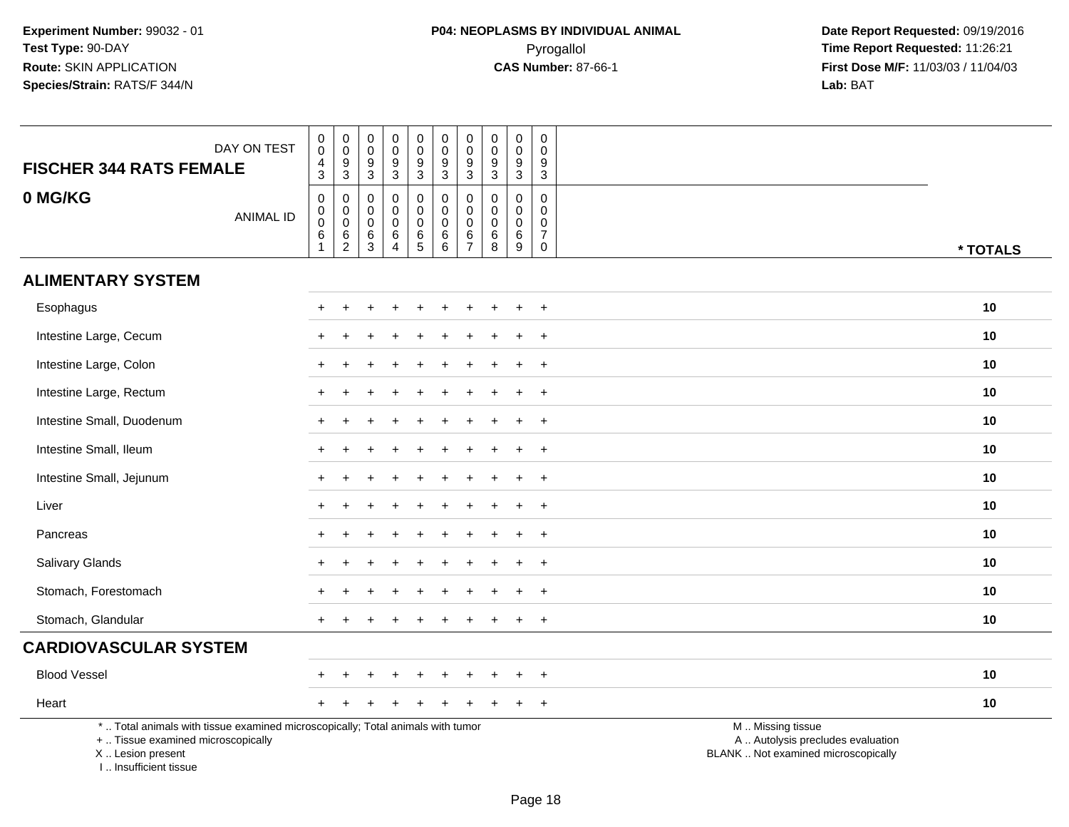**Experiment Number:** 99032 - 01
**Test Type:** 90-DAY
**Route:** SKIN APPLICATION
**Species/Strain:** RATS/F 344/N

**P04: NEOPLASMS BY INDIVIDUAL ANIMAL**
Pyrogallol
**CAS Number:** 87-66-1

**Date Report Requested:** 09/19/2016
**Time Report Requested:** 11:26:21
**First Dose M/F:** 11/03/03 / 11/04/03
**Lab:** BAT

| FISCHER 344 RATS FEMALE / 0 MG/KG | | | | | | | | | | | |
|---|---|---|---|---|---|---|---|---|---|---|---|
| DAY ON TEST | 0043 | 0093 | 0093 | 0093 | 0093 | 0093 | 0093 | 0093 | 0093 | 0093 | |
| ANIMAL ID | 00061 | 00062 | 00063 | 00064 | 00065 | 00066 | 00067 | 00068 | 00069 | 00070 | * TOTALS |
| **ALIMENTARY SYSTEM** | | | | | | | | | | | |
| Esophagus | + | + | + | + | + | + | + | + | + | + | 10 |
| Intestine Large, Cecum | + | + | + | + | + | + | + | + | + | + | 10 |
| Intestine Large, Colon | + | + | + | + | + | + | + | + | + | + | 10 |
| Intestine Large, Rectum | + | + | + | + | + | + | + | + | + | + | 10 |
| Intestine Small, Duodenum | + | + | + | + | + | + | + | + | + | + | 10 |
| Intestine Small, Ileum | + | + | + | + | + | + | + | + | + | + | 10 |
| Intestine Small, Jejunum | + | + | + | + | + | + | + | + | + | + | 10 |
| Liver | + | + | + | + | + | + | + | + | + | + | 10 |
| Pancreas | + | + | + | + | + | + | + | + | + | + | 10 |
| Salivary Glands | + | + | + | + | + | + | + | + | + | + | 10 |
| Stomach, Forestomach | + | + | + | + | + | + | + | + | + | + | 10 |
| Stomach, Glandular | + | + | + | + | + | + | + | + | + | + | 10 |
| **CARDIOVASCULAR SYSTEM** | | | | | | | | | | | |
| Blood Vessel | + | + | + | + | + | + | + | + | + | + | 10 |
| Heart | + | + | + | + | + | + | + | + | + | + | 10 |

* .. Total animals with tissue examined microscopically; Total animals with tumor
+ .. Tissue examined microscopically
X .. Lesion present
I .. Insufficient tissue

M .. Missing tissue
A .. Autolysis precludes evaluation
BLANK .. Not examined microscopically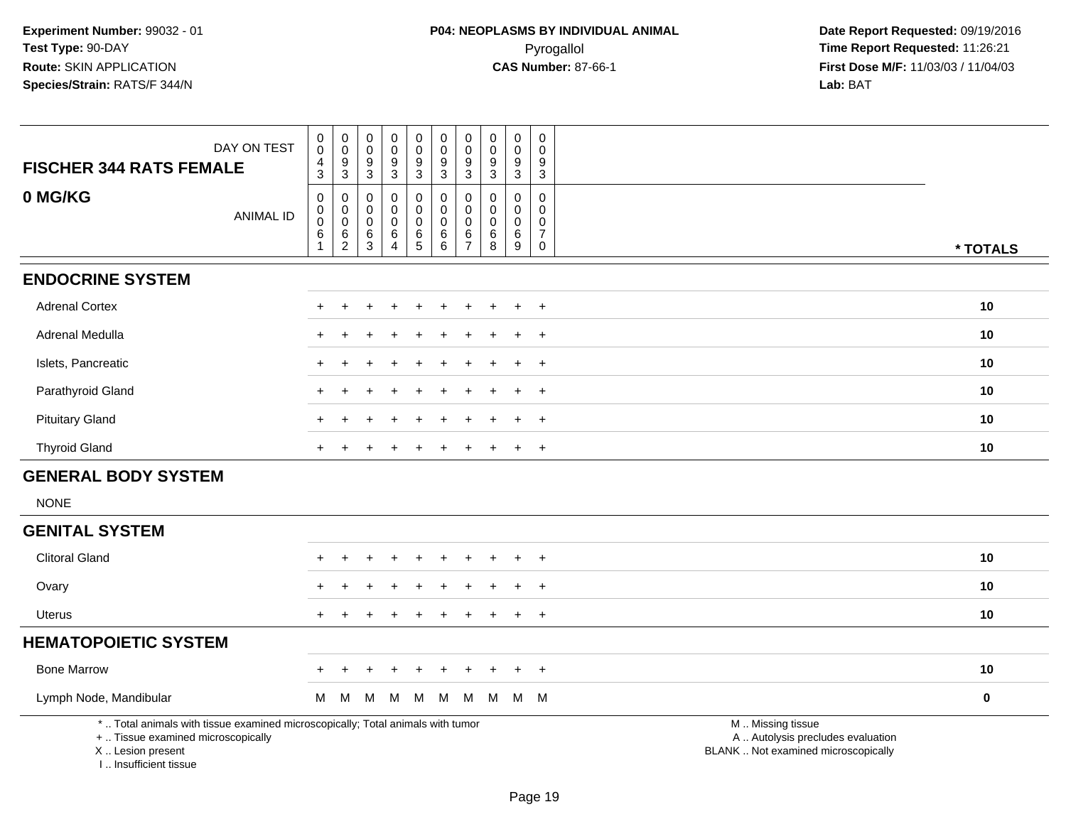**Experiment Number:** 99032 - 01
**Test Type:** 90-DAY
**Route:** SKIN APPLICATION
**Species/Strain:** RATS/F 344/N

**P04: NEOPLASMS BY INDIVIDUAL ANIMAL**
Pyrogallol
**CAS Number:** 87-66-1

**Date Report Requested:** 09/19/2016
**Time Report Requested:** 11:26:21
**First Dose M/F:** 11/03/03 / 11/04/03
**Lab:** BAT

| FISCHER 344 RATS FEMALE — DAY ON TEST | 0043 | 0093 | 0093 | 0093 | 0093 | 0093 | 0093 | 0093 | 0093 | 0093 | |
|---|---|---|---|---|---|---|---|---|---|---|---|
| **0 MG/KG** — ANIMAL ID | 00061 | 00062 | 00063 | 00064 | 00065 | 00066 | 00067 | 00068 | 00069 | 00070 | * TOTALS |
| **ENDOCRINE SYSTEM** | | | | | | | | | | | |
| Adrenal Cortex | + | + | + | + | + | + | + | + | + | + | 10 |
| Adrenal Medulla | + | + | + | + | + | + | + | + | + | + | 10 |
| Islets, Pancreatic | + | + | + | + | + | + | + | + | + | + | 10 |
| Parathyroid Gland | + | + | + | + | + | + | + | + | + | + | 10 |
| Pituitary Gland | + | + | + | + | + | + | + | + | + | + | 10 |
| Thyroid Gland | + | + | + | + | + | + | + | + | + | + | 10 |
| **GENERAL BODY SYSTEM** | | | | | | | | | | | |
| NONE | | | | | | | | | | | |
| **GENITAL SYSTEM** | | | | | | | | | | | |
| Clitoral Gland | + | + | + | + | + | + | + | + | + | + | 10 |
| Ovary | + | + | + | + | + | + | + | + | + | + | 10 |
| Uterus | + | + | + | + | + | + | + | + | + | + | 10 |
| **HEMATOPOIETIC SYSTEM** | | | | | | | | | | | |
| Bone Marrow | + | + | + | + | + | + | + | + | + | + | 10 |
| Lymph Node, Mandibular | M | M | M | M | M | M | M | M | M | M | 0 |

* .. Total animals with tissue examined microscopically; Total animals with tumor
+ .. Tissue examined microscopically
X .. Lesion present
I .. Insufficient tissue

M .. Missing tissue
A .. Autolysis precludes evaluation
BLANK .. Not examined microscopically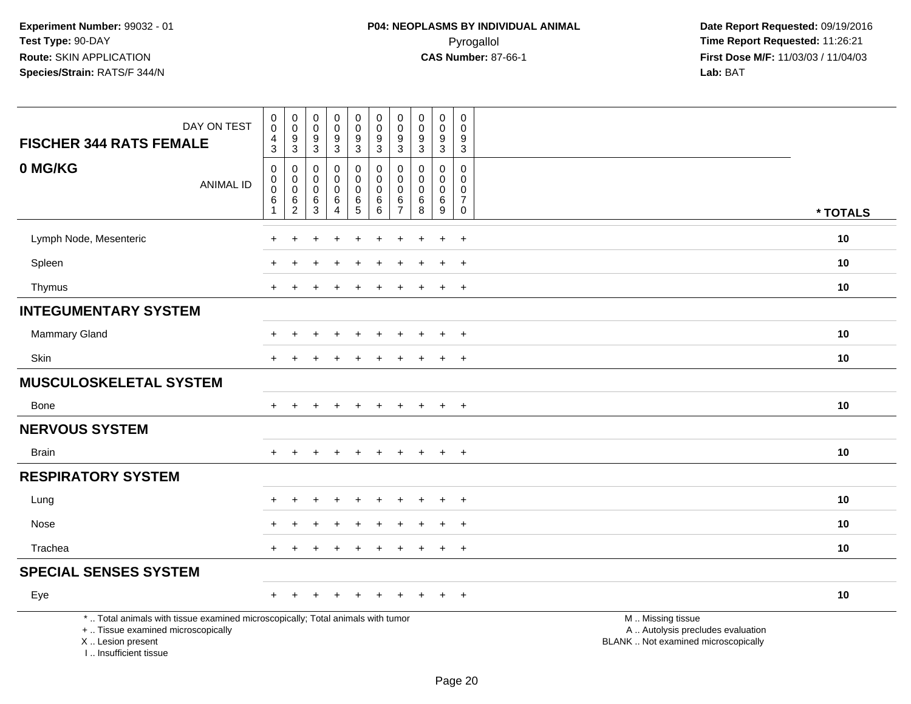**Experiment Number:** 99032 - 01
**Test Type:** 90-DAY
**Route:** SKIN APPLICATION
**Species/Strain:** RATS/F 344/N

**P04: NEOPLASMS BY INDIVIDUAL ANIMAL**
Pyrogallol
**CAS Number:** 87-66-1

**Date Report Requested:** 09/19/2016
**Time Report Requested:** 11:26:21
**First Dose M/F:** 11/03/03 / 11/04/03
**Lab:** BAT

| FISCHER 344 RATS FEMALE — 0 MG/KG | | | | | | | | | | | |
|---|---|---|---|---|---|---|---|---|---|---|---|
| DAY ON TEST | 0043 | 0093 | 0093 | 0093 | 0093 | 0093 | 0093 | 0093 | 0093 | 0093 | |
| ANIMAL ID | 00061 | 00062 | 00063 | 00064 | 00065 | 00066 | 00067 | 00068 | 00069 | 00070 | * TOTALS |
| Lymph Node, Mesenteric | + | + | + | + | + | + | + | + | + | + | 10 |
| Spleen | + | + | + | + | + | + | + | + | + | + | 10 |
| Thymus | + | + | + | + | + | + | + | + | + | + | 10 |
| **INTEGUMENTARY SYSTEM** | | | | | | | | | | | |
| Mammary Gland | + | + | + | + | + | + | + | + | + | + | 10 |
| Skin | + | + | + | + | + | + | + | + | + | + | 10 |
| **MUSCULOSKELETAL SYSTEM** | | | | | | | | | | | |
| Bone | + | + | + | + | + | + | + | + | + | + | 10 |
| **NERVOUS SYSTEM** | | | | | | | | | | | |
| Brain | + | + | + | + | + | + | + | + | + | + | 10 |
| **RESPIRATORY SYSTEM** | | | | | | | | | | | |
| Lung | + | + | + | + | + | + | + | + | + | + | 10 |
| Nose | + | + | + | + | + | + | + | + | + | + | 10 |
| Trachea | + | + | + | + | + | + | + | + | + | + | 10 |
| **SPECIAL SENSES SYSTEM** | | | | | | | | | | | |
| Eye | + | + | + | + | + | + | + | + | + | + | 10 |

* .. Total animals with tissue examined microscopically; Total animals with tumor
+ .. Tissue examined microscopically
X .. Lesion present
I .. Insufficient tissue

M .. Missing tissue
A .. Autolysis precludes evaluation
BLANK .. Not examined microscopically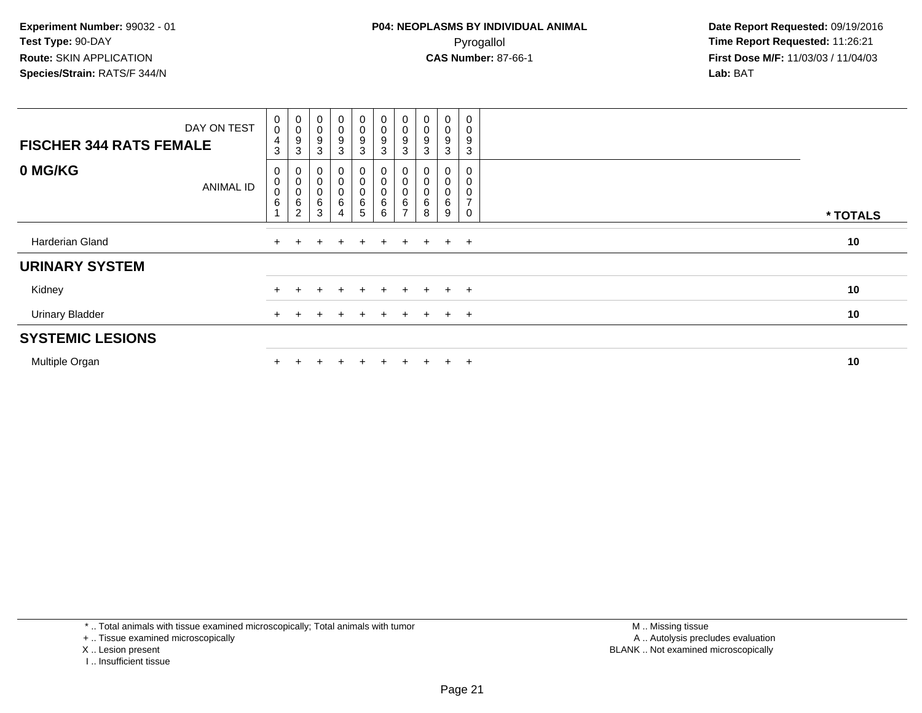**Experiment Number:** 99032 - 01
**Test Type:** 90-DAY
**Route:** SKIN APPLICATION
**Species/Strain:** RATS/F 344/N

**P04: NEOPLASMS BY INDIVIDUAL ANIMAL**
Pyrogallol
**CAS Number:** 87-66-1

**Date Report Requested:** 09/19/2016
**Time Report Requested:** 11:26:21
**First Dose M/F:** 11/03/03 / 11/04/03
**Lab:** BAT

| FISCHER 344 RATS FEMALE — DAY ON TEST | 0043 | 0093 | 0093 | 0093 | 0093 | 0093 | 0093 | 0093 | 0093 | 0093 | |
|---|---|---|---|---|---|---|---|---|---|---|---|
| **0 MG/KG** — ANIMAL ID | 00061 | 00062 | 00063 | 00064 | 00065 | 00066 | 00067 | 00068 | 00069 | 00070 | * TOTALS |
| Harderian Gland | + | + | + | + | + | + | + | + | + | + | 10 |
| **URINARY SYSTEM** | | | | | | | | | | | |
| Kidney | + | + | + | + | + | + | + | + | + | + | 10 |
| Urinary Bladder | + | + | + | + | + | + | + | + | + | + | 10 |
| **SYSTEMIC LESIONS** | | | | | | | | | | | |
| Multiple Organ | + | + | + | + | + | + | + | + | + | + | 10 |

* .. Total animals with tissue examined microscopically; Total animals with tumor
+ .. Tissue examined microscopically
X .. Lesion present
I .. Insufficient tissue

M .. Missing tissue
A .. Autolysis precludes evaluation
BLANK .. Not examined microscopically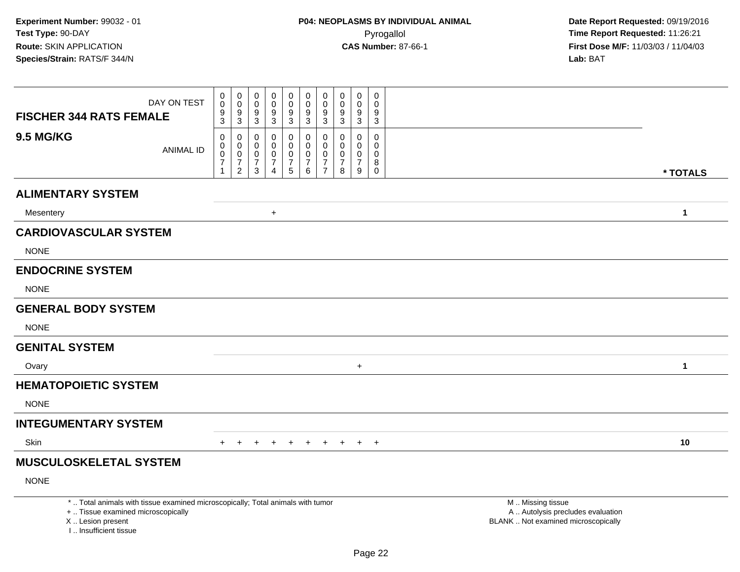**Experiment Number:** 99032 - 01
**Test Type:** 90-DAY
**Route:** SKIN APPLICATION
**Species/Strain:** RATS/F 344/N

**P04: NEOPLASMS BY INDIVIDUAL ANIMAL**
Pyrogallol
**CAS Number:** 87-66-1

**Date Report Requested:** 09/19/2016
**Time Report Requested:** 11:26:21
**First Dose M/F:** 11/03/03 / 11/04/03
**Lab:** BAT

| **FISCHER 344 RATS FEMALE** DAY ON TEST | 0093 | 0093 | 0093 | 0093 | 0093 | 0093 | 0093 | 0093 | 0093 | 0093 | |
|---|---|---|---|---|---|---|---|---|---|---|---|
| **9.5 MG/KG** ANIMAL ID | 00071 | 00072 | 00073 | 00074 | 00075 | 00076 | 00077 | 00078 | 00079 | 00080 | *** TOTALS** |
| **ALIMENTARY SYSTEM** | | | | | | | | | | | |
| Mesentery | | | | + | | | | | | | **1** |
| **CARDIOVASCULAR SYSTEM** | | | | | | | | | | | |
| NONE | | | | | | | | | | | |
| **ENDOCRINE SYSTEM** | | | | | | | | | | | |
| NONE | | | | | | | | | | | |
| **GENERAL BODY SYSTEM** | | | | | | | | | | | |
| NONE | | | | | | | | | | | |
| **GENITAL SYSTEM** | | | | | | | | | | | |
| Ovary | | | | | | | | | + | | **1** |
| **HEMATOPOIETIC SYSTEM** | | | | | | | | | | | |
| NONE | | | | | | | | | | | |
| **INTEGUMENTARY SYSTEM** | | | | | | | | | | | |
| Skin | + | + | + | + | + | + | + | + | + | + | **10** |
| **MUSCULOSKELETAL SYSTEM** | | | | | | | | | | | |
| NONE | | | | | | | | | | | |

* .. Total animals with tissue examined microscopically; Total animals with tumor
+ .. Tissue examined microscopically
X .. Lesion present
I .. Insufficient tissue

M .. Missing tissue
A .. Autolysis precludes evaluation
BLANK .. Not examined microscopically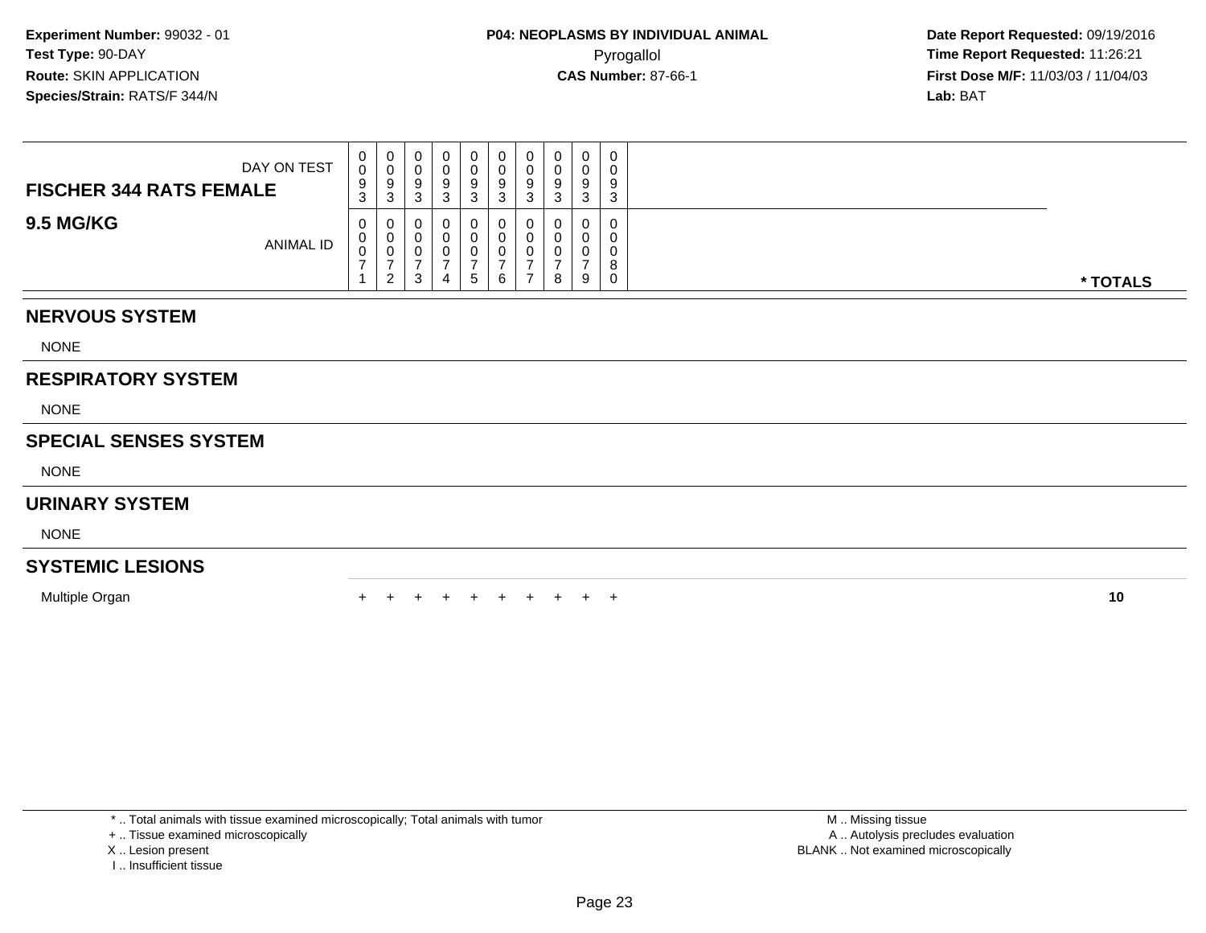**Experiment Number:** 99032 - 01
**Test Type:** 90-DAY
**Route:** SKIN APPLICATION
**Species/Strain:** RATS/F 344/N

**P04: NEOPLASMS BY INDIVIDUAL ANIMAL**
Pyrogallol
**CAS Number:** 87-66-1

**Date Report Requested:** 09/19/2016
**Time Report Requested:** 11:26:21
**First Dose M/F:** 11/03/03 / 11/04/03
**Lab:** BAT

| **FISCHER 344 RATS FEMALE** DAY ON TEST | 0093 | 0093 | 0093 | 0093 | 0093 | 0093 | 0093 | 0093 | 0093 | 0093 | |
|---|---|---|---|---|---|---|---|---|---|---|---|
| **9.5 MG/KG** ANIMAL ID | 00071 | 00072 | 00073 | 00074 | 00075 | 00076 | 00077 | 00078 | 00079 | 00080 | *** TOTALS** |
| **NERVOUS SYSTEM** | | | | | | | | | | | |
| NONE | | | | | | | | | | | |
| **RESPIRATORY SYSTEM** | | | | | | | | | | | |
| NONE | | | | | | | | | | | |
| **SPECIAL SENSES SYSTEM** | | | | | | | | | | | |
| NONE | | | | | | | | | | | |
| **URINARY SYSTEM** | | | | | | | | | | | |
| NONE | | | | | | | | | | | |
| **SYSTEMIC LESIONS** | | | | | | | | | | | |
| Multiple Organ | + | + | + | + | + | + | + | + | + | + | **10** |

* .. Total animals with tissue examined microscopically; Total animals with tumor
+ .. Tissue examined microscopically
X .. Lesion present
I .. Insufficient tissue

M .. Missing tissue
A .. Autolysis precludes evaluation
BLANK .. Not examined microscopically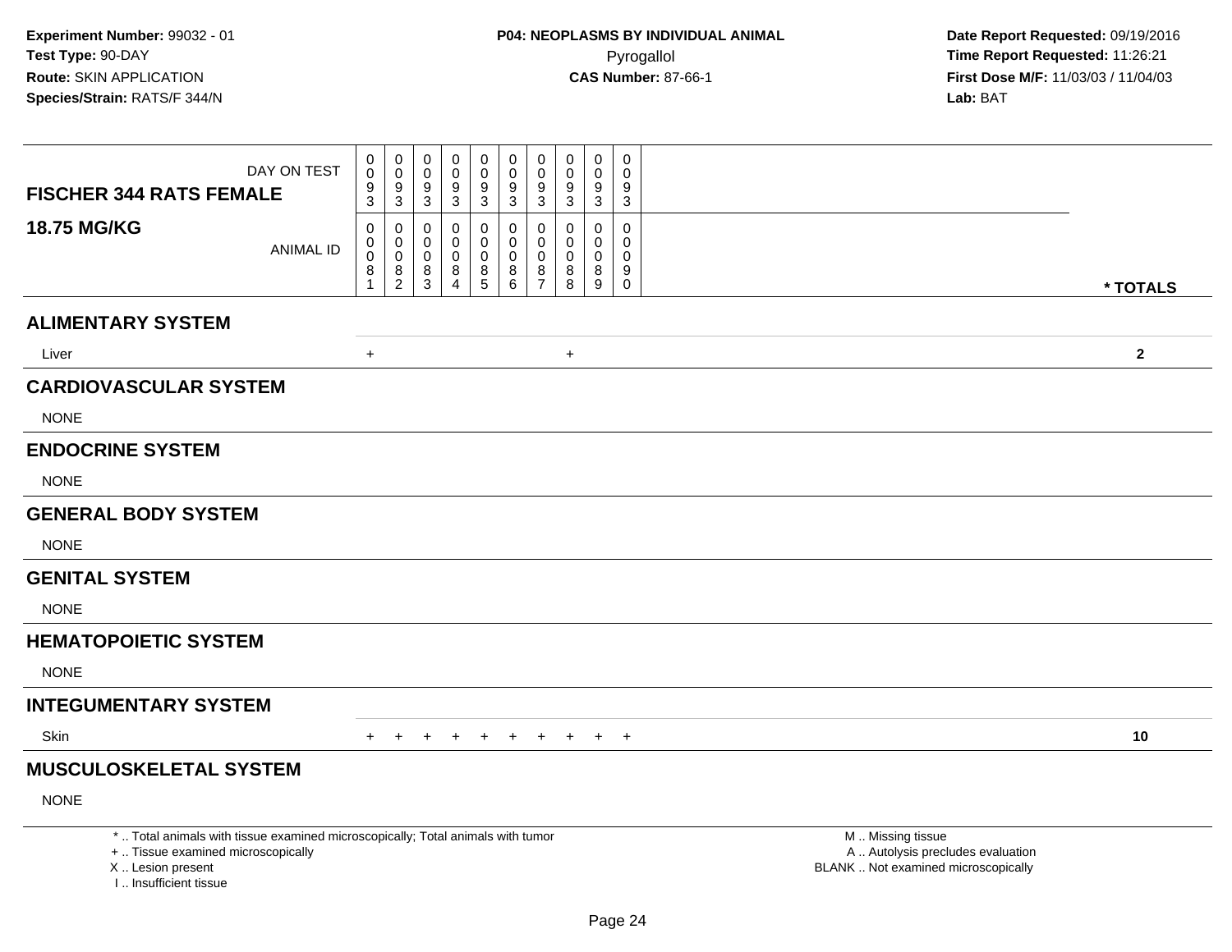**Experiment Number:** 99032 - 01
**Test Type:** 90-DAY
**Route:** SKIN APPLICATION
**Species/Strain:** RATS/F 344/N

**P04: NEOPLASMS BY INDIVIDUAL ANIMAL**
Pyrogallol
**CAS Number:** 87-66-1

**Date Report Requested:** 09/19/2016
**Time Report Requested:** 11:26:21
**First Dose M/F:** 11/03/03 / 11/04/03
**Lab:** BAT

| FISCHER 344 RATS FEMALE<br>18.75 MG/KG | | | | | | | | | | | |
|---|---|---|---|---|---|---|---|---|---|---|---|
| DAY ON TEST | 0093 | 0093 | 0093 | 0093 | 0093 | 0093 | 0093 | 0093 | 0093 | 0093 | |
| ANIMAL ID | 00081 | 00082 | 00083 | 00084 | 00085 | 00086 | 00087 | 00088 | 00089 | 00090 | * TOTALS |
| **ALIMENTARY SYSTEM** | | | | | | | | | | | |
| Liver | + | | | | | | | + | | | 2 |
| **CARDIOVASCULAR SYSTEM** | | | | | | | | | | | |
| NONE | | | | | | | | | | | |
| **ENDOCRINE SYSTEM** | | | | | | | | | | | |
| NONE | | | | | | | | | | | |
| **GENERAL BODY SYSTEM** | | | | | | | | | | | |
| NONE | | | | | | | | | | | |
| **GENITAL SYSTEM** | | | | | | | | | | | |
| NONE | | | | | | | | | | | |
| **HEMATOPOIETIC SYSTEM** | | | | | | | | | | | |
| NONE | | | | | | | | | | | |
| **INTEGUMENTARY SYSTEM** | | | | | | | | | | | |
| Skin | + | + | + | + | + | + | + | + | + | + | 10 |
| **MUSCULOSKELETAL SYSTEM** | | | | | | | | | | | |
| NONE | | | | | | | | | | | |

* .. Total animals with tissue examined microscopically; Total animals with tumor
+ .. Tissue examined microscopically
X .. Lesion present
I .. Insufficient tissue

M .. Missing tissue
A .. Autolysis precludes evaluation
BLANK .. Not examined microscopically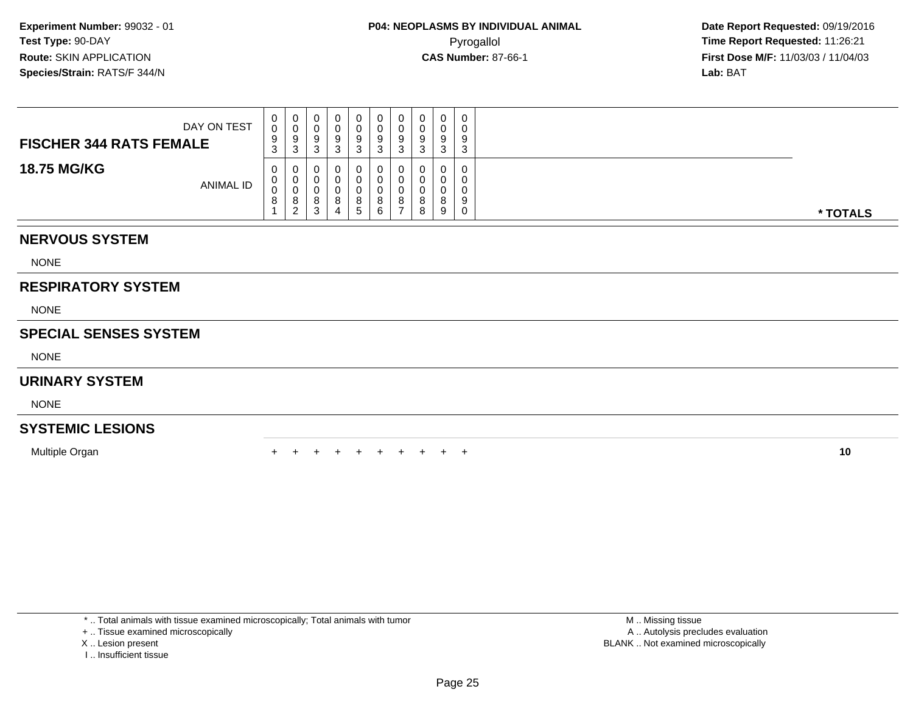**Experiment Number:** 99032 - 01
**Test Type:** 90-DAY
**Route:** SKIN APPLICATION
**Species/Strain:** RATS/F 344/N

**P04: NEOPLASMS BY INDIVIDUAL ANIMAL**
Pyrogallol
**CAS Number:** 87-66-1

**Date Report Requested:** 09/19/2016
**Time Report Requested:** 11:26:21
**First Dose M/F:** 11/03/03 / 11/04/03
**Lab:** BAT

| FISCHER 344 RATS FEMALE 18.75 MG/KG | | | | | | | | | | | |
|---|---|---|---|---|---|---|---|---|---|---|---|
| DAY ON TEST | 0093 | 0093 | 0093 | 0093 | 0093 | 0093 | 0093 | 0093 | 0093 | 0093 | |
| ANIMAL ID | 00081 | 00082 | 00083 | 00084 | 00085 | 00086 | 00087 | 00088 | 00089 | 00090 | * TOTALS |
| **NERVOUS SYSTEM** | | | | | | | | | | | |
| NONE | | | | | | | | | | | |
| **RESPIRATORY SYSTEM** | | | | | | | | | | | |
| NONE | | | | | | | | | | | |
| **SPECIAL SENSES SYSTEM** | | | | | | | | | | | |
| NONE | | | | | | | | | | | |
| **URINARY SYSTEM** | | | | | | | | | | | |
| NONE | | | | | | | | | | | |
| **SYSTEMIC LESIONS** | | | | | | | | | | | |
| Multiple Organ | + | + | + | + | + | + | + | + | + | + | **10** |

\* .. Total animals with tissue examined microscopically; Total animals with tumor
\+ .. Tissue examined microscopically
X .. Lesion present
I .. Insufficient tissue

M .. Missing tissue
A .. Autolysis precludes evaluation
BLANK .. Not examined microscopically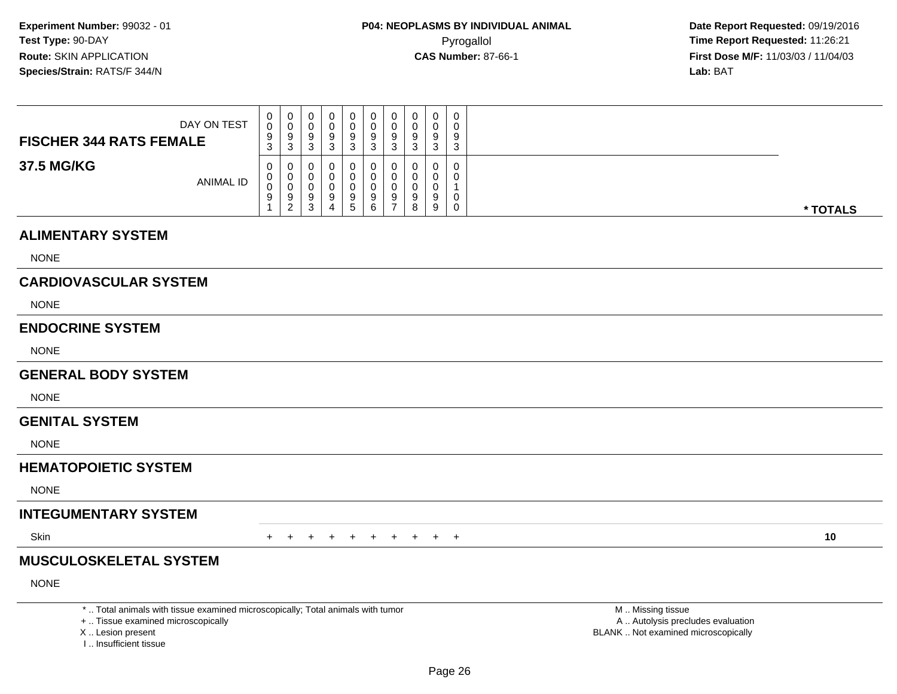**Experiment Number:** 99032 - 01
**Test Type:** 90-DAY
**Route:** SKIN APPLICATION
**Species/Strain:** RATS/F 344/N

**P04: NEOPLASMS BY INDIVIDUAL ANIMAL**
Pyrogallol
**CAS Number:** 87-66-1

**Date Report Requested:** 09/19/2016
**Time Report Requested:** 11:26:21
**First Dose M/F:** 11/03/03 / 11/04/03
**Lab:** BAT

| FISCHER 344 RATS FEMALE 37.5 MG/KG | | | | | | | | | | | |
|---|---|---|---|---|---|---|---|---|---|---|---|
| DAY ON TEST | 0093 | 0093 | 0093 | 0093 | 0093 | 0093 | 0093 | 0093 | 0093 | 0093 | |
| ANIMAL ID | 00091 | 00092 | 00093 | 00094 | 00095 | 00096 | 00097 | 00098 | 00099 | 00100 | * TOTALS |
| **ALIMENTARY SYSTEM** | | | | | | | | | | | |
| NONE | | | | | | | | | | | |
| **CARDIOVASCULAR SYSTEM** | | | | | | | | | | | |
| NONE | | | | | | | | | | | |
| **ENDOCRINE SYSTEM** | | | | | | | | | | | |
| NONE | | | | | | | | | | | |
| **GENERAL BODY SYSTEM** | | | | | | | | | | | |
| NONE | | | | | | | | | | | |
| **GENITAL SYSTEM** | | | | | | | | | | | |
| NONE | | | | | | | | | | | |
| **HEMATOPOIETIC SYSTEM** | | | | | | | | | | | |
| NONE | | | | | | | | | | | |
| **INTEGUMENTARY SYSTEM** | | | | | | | | | | | |
| Skin | + | + | + | + | + | + | + | + | + | + | 10 |
| **MUSCULOSKELETAL SYSTEM** | | | | | | | | | | | |
| NONE | | | | | | | | | | | |

* .. Total animals with tissue examined microscopically; Total animals with tumor
+ .. Tissue examined microscopically
X .. Lesion present
I .. Insufficient tissue

M .. Missing tissue
A .. Autolysis precludes evaluation
BLANK .. Not examined microscopically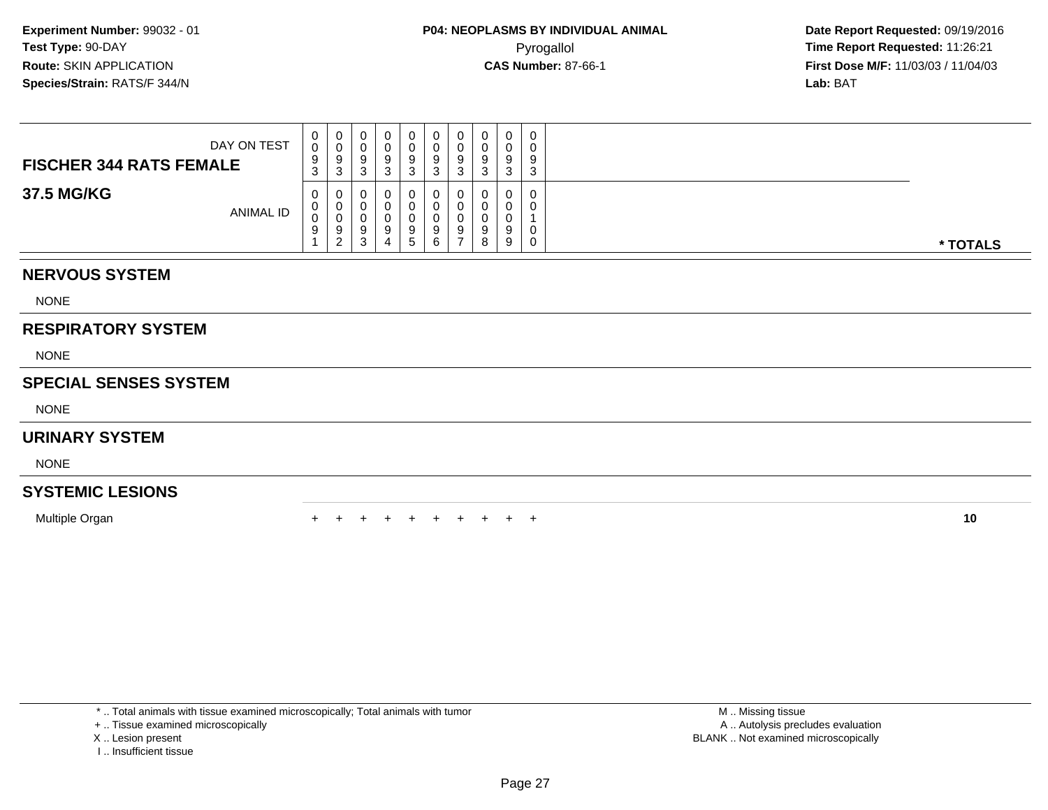**Experiment Number:** 99032 - 01
**Test Type:** 90-DAY
**Route:** SKIN APPLICATION
**Species/Strain:** RATS/F 344/N

**P04: NEOPLASMS BY INDIVIDUAL ANIMAL**
Pyrogallol
**CAS Number:** 87-66-1

**Date Report Requested:** 09/19/2016
**Time Report Requested:** 11:26:21
**First Dose M/F:** 11/03/03 / 11/04/03
**Lab:** BAT

| **FISCHER 344 RATS FEMALE** DAY ON TEST | 0093 | 0093 | 0093 | 0093 | 0093 | 0093 | 0093 | 0093 | 0093 | 0093 | |
|---|---|---|---|---|---|---|---|---|---|---|---|
| **37.5 MG/KG** ANIMAL ID | 00091 | 00092 | 00093 | 00094 | 00095 | 00096 | 00097 | 00098 | 00099 | 00100 | *** TOTALS** |
| **NERVOUS SYSTEM** | | | | | | | | | | | |
| NONE | | | | | | | | | | | |
| **RESPIRATORY SYSTEM** | | | | | | | | | | | |
| NONE | | | | | | | | | | | |
| **SPECIAL SENSES SYSTEM** | | | | | | | | | | | |
| NONE | | | | | | | | | | | |
| **URINARY SYSTEM** | | | | | | | | | | | |
| NONE | | | | | | | | | | | |
| **SYSTEMIC LESIONS** | | | | | | | | | | | |
| Multiple Organ | + | + | + | + | + | + | + | + | + | + | **10** |

\* .. Total animals with tissue examined microscopically; Total animals with tumor
\+ .. Tissue examined microscopically
X .. Lesion present
I .. Insufficient tissue

M .. Missing tissue
A .. Autolysis precludes evaluation
BLANK .. Not examined microscopically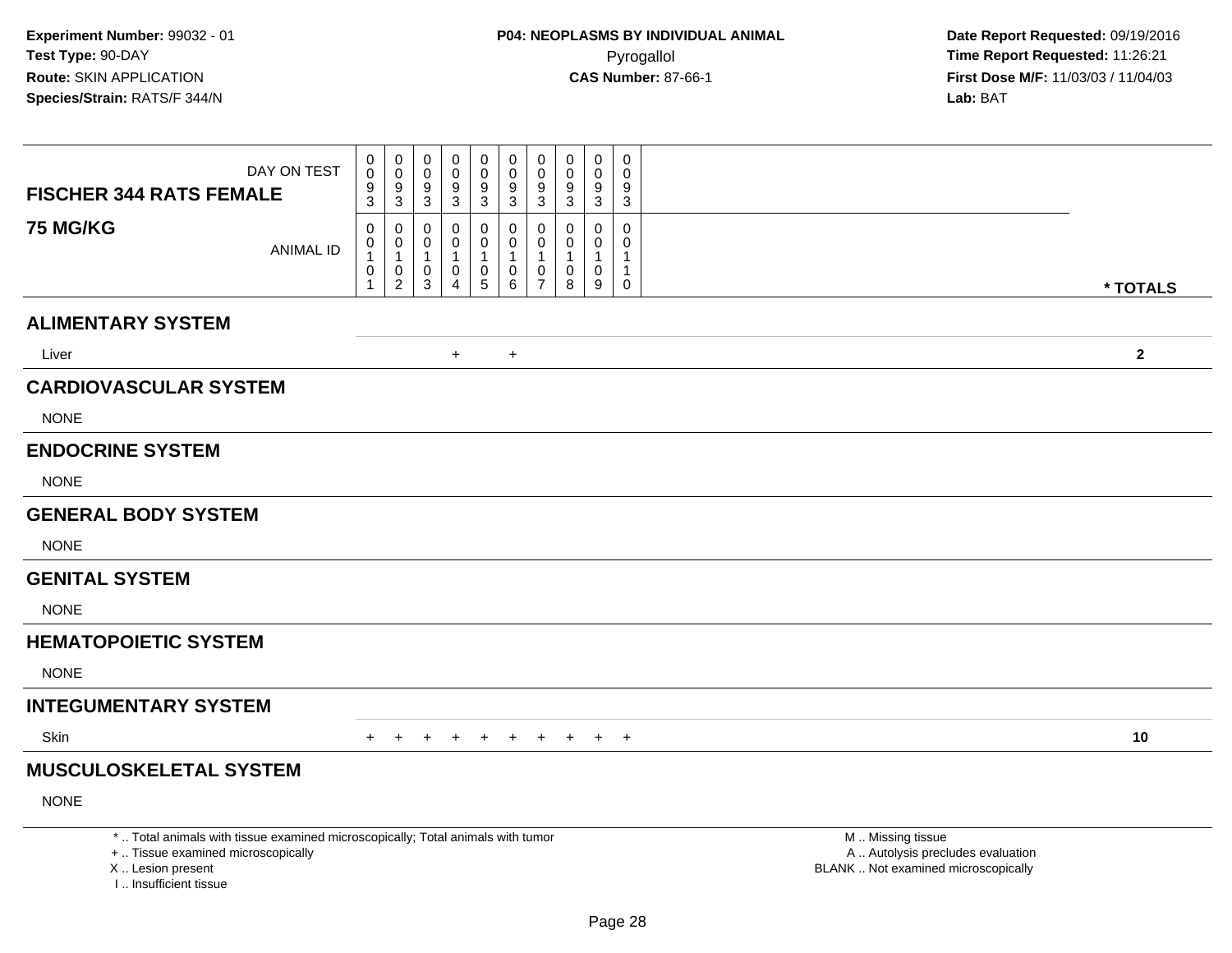**Experiment Number:** 99032 - 01
**Test Type:** 90-DAY
**Route:** SKIN APPLICATION
**Species/Strain:** RATS/F 344/N

**P04: NEOPLASMS BY INDIVIDUAL ANIMAL**
Pyrogallol
**CAS Number:** 87-66-1

**Date Report Requested:** 09/19/2016
**Time Report Requested:** 11:26:21
**First Dose M/F:** 11/03/03 / 11/04/03
**Lab:** BAT

| FISCHER 344 RATS FEMALE 75 MG/KG | | | | | | | | | | | |
|---|---|---|---|---|---|---|---|---|---|---|---|
| DAY ON TEST | 0093 | 0093 | 0093 | 0093 | 0093 | 0093 | 0093 | 0093 | 0093 | 0093 | |
| ANIMAL ID | 00101 | 00102 | 00103 | 00104 | 00105 | 00106 | 00107 | 00108 | 00109 | 00110 | * TOTALS |
| **ALIMENTARY SYSTEM** | | | | | | | | | | | |
| Liver | | | | + | | + | | | | | 2 |
| **CARDIOVASCULAR SYSTEM** | | | | | | | | | | | |
| NONE | | | | | | | | | | | |
| **ENDOCRINE SYSTEM** | | | | | | | | | | | |
| NONE | | | | | | | | | | | |
| **GENERAL BODY SYSTEM** | | | | | | | | | | | |
| NONE | | | | | | | | | | | |
| **GENITAL SYSTEM** | | | | | | | | | | | |
| NONE | | | | | | | | | | | |
| **HEMATOPOIETIC SYSTEM** | | | | | | | | | | | |
| NONE | | | | | | | | | | | |
| **INTEGUMENTARY SYSTEM** | | | | | | | | | | | |
| Skin | + | + | + | + | + | + | + | + | + | + | 10 |
| **MUSCULOSKELETAL SYSTEM** | | | | | | | | | | | |
| NONE | | | | | | | | | | | |

\* .. Total animals with tissue examined microscopically; Total animals with tumor
\+ .. Tissue examined microscopically
X .. Lesion present
I .. Insufficient tissue

M .. Missing tissue
A .. Autolysis precludes evaluation
BLANK .. Not examined microscopically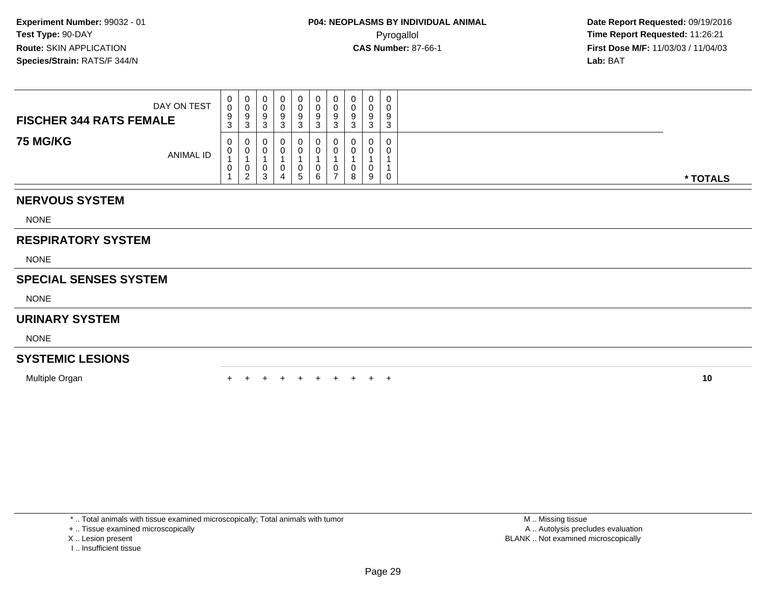**Experiment Number:** 99032 - 01
**Test Type:** 90-DAY
**Route:** SKIN APPLICATION
**Species/Strain:** RATS/F 344/N

**P04: NEOPLASMS BY INDIVIDUAL ANIMAL**
Pyrogallol
**CAS Number:** 87-66-1

**Date Report Requested:** 09/19/2016
**Time Report Requested:** 11:26:21
**First Dose M/F:** 11/03/03 / 11/04/03
**Lab:** BAT

| FISCHER 344 RATS FEMALE / 75 MG/KG | | | | | | | | | | | |
|---|---|---|---|---|---|---|---|---|---|---|---|
| DAY ON TEST | 0093 | 0093 | 0093 | 0093 | 0093 | 0093 | 0093 | 0093 | 0093 | 0093 | |
| ANIMAL ID | 00101 | 00102 | 00103 | 00104 | 00105 | 00106 | 00107 | 00108 | 00109 | 00110 | * TOTALS |
| **NERVOUS SYSTEM** | | | | | | | | | | | |
| NONE | | | | | | | | | | | |
| **RESPIRATORY SYSTEM** | | | | | | | | | | | |
| NONE | | | | | | | | | | | |
| **SPECIAL SENSES SYSTEM** | | | | | | | | | | | |
| NONE | | | | | | | | | | | |
| **URINARY SYSTEM** | | | | | | | | | | | |
| NONE | | | | | | | | | | | |
| **SYSTEMIC LESIONS** | | | | | | | | | | | |
| Multiple Organ | + | + | + | + | + | + | + | + | + | + | **10** |

* .. Total animals with tissue examined microscopically; Total animals with tumor
+ .. Tissue examined microscopically
X .. Lesion present
I .. Insufficient tissue

M .. Missing tissue
A .. Autolysis precludes evaluation
BLANK .. Not examined microscopically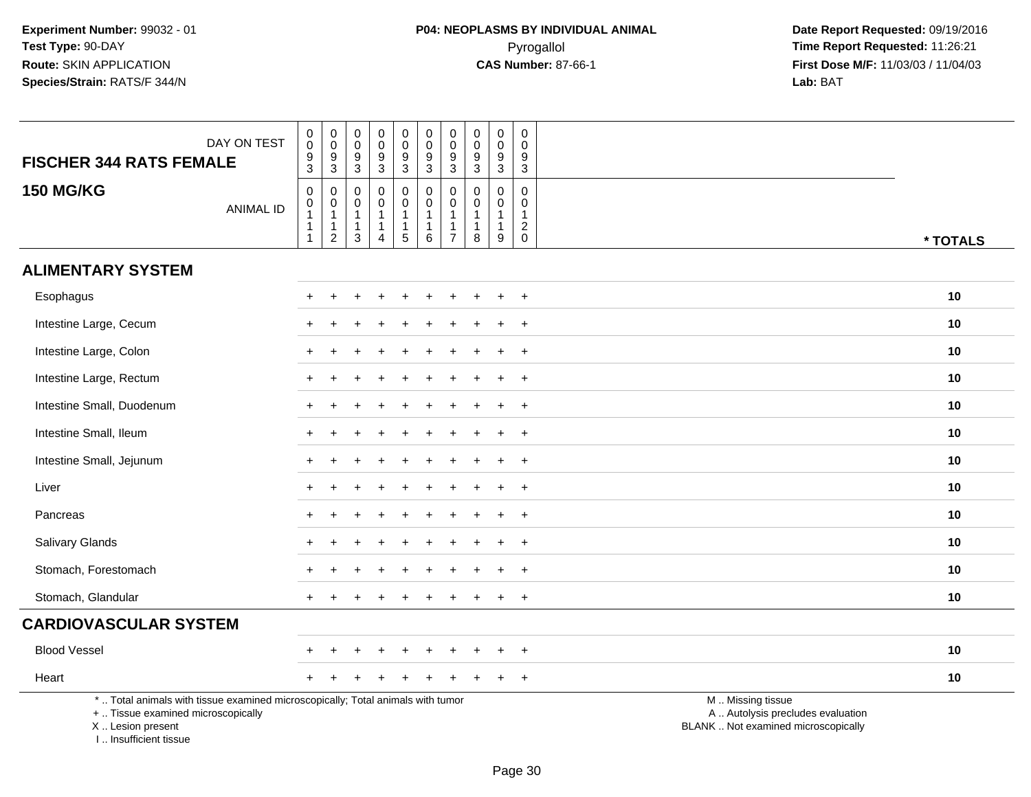**Experiment Number:** 99032 - 01
**Test Type:** 90-DAY
**Route:** SKIN APPLICATION
**Species/Strain:** RATS/F 344/N

**P04: NEOPLASMS BY INDIVIDUAL ANIMAL**
Pyrogallol
**CAS Number:** 87-66-1

**Date Report Requested:** 09/19/2016
**Time Report Requested:** 11:26:21
**First Dose M/F:** 11/03/03 / 11/04/03
**Lab:** BAT

## FISCHER 344 RATS FEMALE
## 150 MG/KG

| DAY ON TEST | 0093 | 0093 | 0093 | 0093 | 0093 | 0093 | 0093 | 0093 | 0093 | 0093 | |
|---|---|---|---|---|---|---|---|---|---|---|---|
| ANIMAL ID | 00111 | 00112 | 00113 | 00114 | 00115 | 00116 | 00117 | 00118 | 00119 | 00120 | * TOTALS |
| **ALIMENTARY SYSTEM** | | | | | | | | | | | |
| Esophagus | + | + | + | + | + | + | + | + | + | + | 10 |
| Intestine Large, Cecum | + | + | + | + | + | + | + | + | + | + | 10 |
| Intestine Large, Colon | + | + | + | + | + | + | + | + | + | + | 10 |
| Intestine Large, Rectum | + | + | + | + | + | + | + | + | + | + | 10 |
| Intestine Small, Duodenum | + | + | + | + | + | + | + | + | + | + | 10 |
| Intestine Small, Ileum | + | + | + | + | + | + | + | + | + | + | 10 |
| Intestine Small, Jejunum | + | + | + | + | + | + | + | + | + | + | 10 |
| Liver | + | + | + | + | + | + | + | + | + | + | 10 |
| Pancreas | + | + | + | + | + | + | + | + | + | + | 10 |
| Salivary Glands | + | + | + | + | + | + | + | + | + | + | 10 |
| Stomach, Forestomach | + | + | + | + | + | + | + | + | + | + | 10 |
| Stomach, Glandular | + | + | + | + | + | + | + | + | + | + | 10 |
| **CARDIOVASCULAR SYSTEM** | | | | | | | | | | | |
| Blood Vessel | + | + | + | + | + | + | + | + | + | + | 10 |
| Heart | + | + | + | + | + | + | + | + | + | + | 10 |

* .. Total animals with tissue examined microscopically; Total animals with tumor
+ .. Tissue examined microscopically
X .. Lesion present
I .. Insufficient tissue

M .. Missing tissue
A .. Autolysis precludes evaluation
BLANK .. Not examined microscopically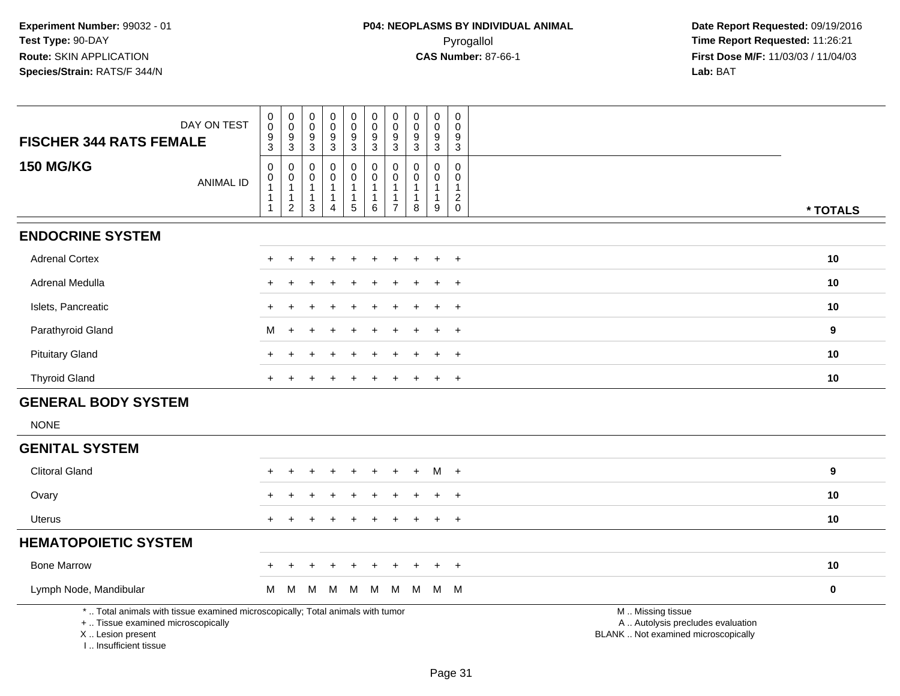**Experiment Number:** 99032 - 01
**Test Type:** 90-DAY
**Route:** SKIN APPLICATION
**Species/Strain:** RATS/F 344/N

**P04: NEOPLASMS BY INDIVIDUAL ANIMAL**
Pyrogallol
**CAS Number:** 87-66-1

**Date Report Requested:** 09/19/2016
**Time Report Requested:** 11:26:21
**First Dose M/F:** 11/03/03 / 11/04/03
**Lab:** BAT

| FISCHER 344 RATS FEMALE 150 MG/KG | DAY ON TEST | 0093 | 0093 | 0093 | 0093 | 0093 | 0093 | 0093 | 0093 | 0093 | 0093 | |
|---|---|---|---|---|---|---|---|---|---|---|---|---|
| | ANIMAL ID | 00111 | 00112 | 00113 | 00114 | 00115 | 00116 | 00117 | 00118 | 00119 | 00120 | * TOTALS |
| **ENDOCRINE SYSTEM** | | | | | | | | | | | | |
| Adrenal Cortex | | + | + | + | + | + | + | + | + | + | + | 10 |
| Adrenal Medulla | | + | + | + | + | + | + | + | + | + | + | 10 |
| Islets, Pancreatic | | + | + | + | + | + | + | + | + | + | + | 10 |
| Parathyroid Gland | | M | + | + | + | + | + | + | + | + | + | 9 |
| Pituitary Gland | | + | + | + | + | + | + | + | + | + | + | 10 |
| Thyroid Gland | | + | + | + | + | + | + | + | + | + | + | 10 |
| **GENERAL BODY SYSTEM** | | | | | | | | | | | | |
| NONE | | | | | | | | | | | | |
| **GENITAL SYSTEM** | | | | | | | | | | | | |
| Clitoral Gland | | + | + | + | + | + | + | + | + | M | + | 9 |
| Ovary | | + | + | + | + | + | + | + | + | + | + | 10 |
| Uterus | | + | + | + | + | + | + | + | + | + | + | 10 |
| **HEMATOPOIETIC SYSTEM** | | | | | | | | | | | | |
| Bone Marrow | | + | + | + | + | + | + | + | + | + | + | 10 |
| Lymph Node, Mandibular | | M | M | M | M | M | M | M | M | M | M | 0 |

\* .. Total animals with tissue examined microscopically; Total animals with tumor
\+ .. Tissue examined microscopically
X .. Lesion present
I .. Insufficient tissue

M .. Missing tissue
A .. Autolysis precludes evaluation
BLANK .. Not examined microscopically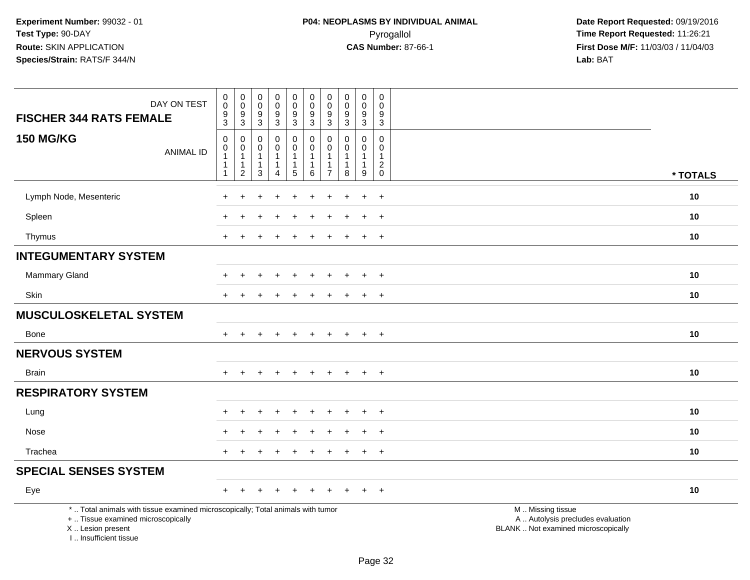**Experiment Number:** 99032 - 01
**Test Type:** 90-DAY
**Route:** SKIN APPLICATION
**Species/Strain:** RATS/F 344/N

**P04: NEOPLASMS BY INDIVIDUAL ANIMAL**
Pyrogallol
**CAS Number:** 87-66-1

**Date Report Requested:** 09/19/2016
**Time Report Requested:** 11:26:21
**First Dose M/F:** 11/03/03 / 11/04/03
**Lab:** BAT

| FISCHER 344 RATS FEMALE 150 MG/KG | DAY ON TEST | 0093 | 0093 | 0093 | 0093 | 0093 | 0093 | 0093 | 0093 | 0093 | 0093 | |
|---|---|---|---|---|---|---|---|---|---|---|---|---|
| | ANIMAL ID | 00111 | 00112 | 00113 | 00114 | 00115 | 00116 | 00117 | 00118 | 00119 | 00120 | * TOTALS |
| Lymph Node, Mesenteric | | + | + | + | + | + | + | + | + | + | + | 10 |
| Spleen | | + | + | + | + | + | + | + | + | + | + | 10 |
| Thymus | | + | + | + | + | + | + | + | + | + | + | 10 |
| **INTEGUMENTARY SYSTEM** | | | | | | | | | | | | |
| Mammary Gland | | + | + | + | + | + | + | + | + | + | + | 10 |
| Skin | | + | + | + | + | + | + | + | + | + | + | 10 |
| **MUSCULOSKELETAL SYSTEM** | | | | | | | | | | | | |
| Bone | | + | + | + | + | + | + | + | + | + | + | 10 |
| **NERVOUS SYSTEM** | | | | | | | | | | | | |
| Brain | | + | + | + | + | + | + | + | + | + | + | 10 |
| **RESPIRATORY SYSTEM** | | | | | | | | | | | | |
| Lung | | + | + | + | + | + | + | + | + | + | + | 10 |
| Nose | | + | + | + | + | + | + | + | + | + | + | 10 |
| Trachea | | + | + | + | + | + | + | + | + | + | + | 10 |
| **SPECIAL SENSES SYSTEM** | | | | | | | | | | | | |
| Eye | | + | + | + | + | + | + | + | + | + | + | 10 |

* .. Total animals with tissue examined microscopically; Total animals with tumor
+ .. Tissue examined microscopically
X .. Lesion present
I .. Insufficient tissue

M .. Missing tissue
A .. Autolysis precludes evaluation
BLANK .. Not examined microscopically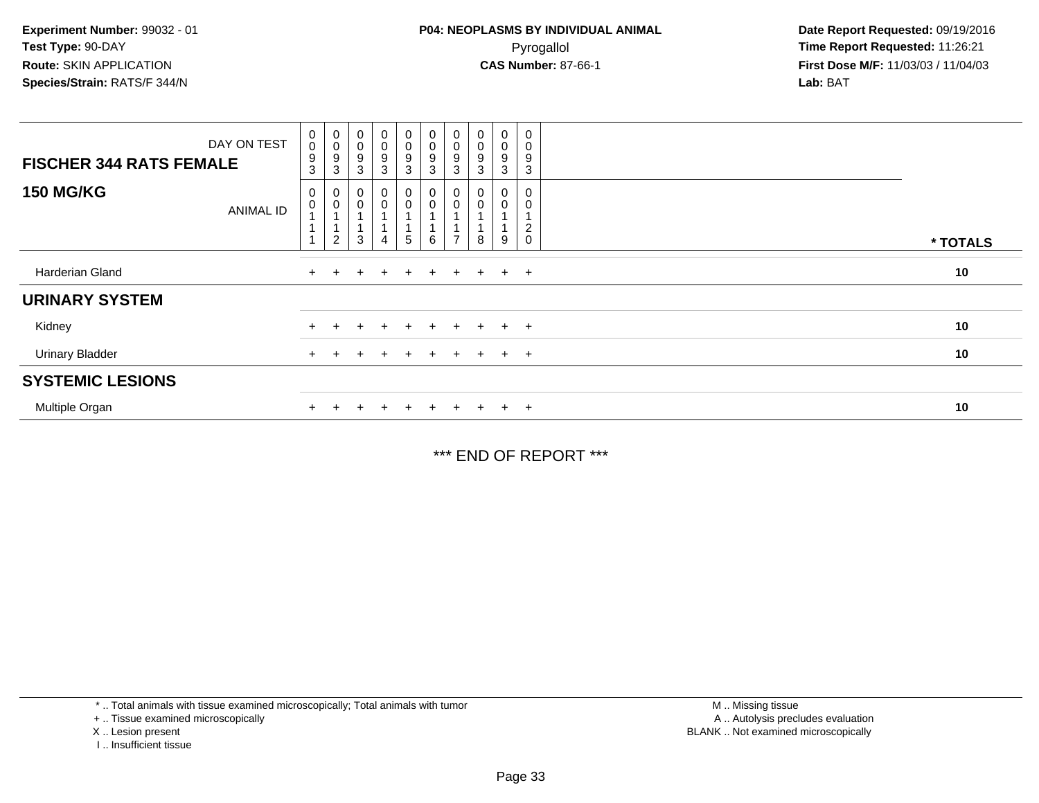**Experiment Number:** 99032 - 01
**Test Type:** 90-DAY
**Route:** SKIN APPLICATION
**Species/Strain:** RATS/F 344/N

**P04: NEOPLASMS BY INDIVIDUAL ANIMAL**
Pyrogallol
**CAS Number:** 87-66-1

**Date Report Requested:** 09/19/2016
**Time Report Requested:** 11:26:21
**First Dose M/F:** 11/03/03 / 11/04/03
**Lab:** BAT

| FISCHER 344 RATS FEMALE / 150 MG/KG | DAY ON TEST | 0093 | 0093 | 0093 | 0093 | 0093 | 0093 | 0093 | 0093 | 0093 | 0093 | |
|---|---|---|---|---|---|---|---|---|---|---|---|---|
| | ANIMAL ID | 00111 | 00112 | 00113 | 00114 | 00115 | 00116 | 00117 | 00118 | 00119 | 00120 | * TOTALS |
| Harderian Gland | | + | + | + | + | + | + | + | + | + | + | 10 |
| **URINARY SYSTEM** | | | | | | | | | | | | |
| Kidney | | + | + | + | + | + | + | + | + | + | + | 10 |
| Urinary Bladder | | + | + | + | + | + | + | + | + | + | + | 10 |
| **SYSTEMIC LESIONS** | | | | | | | | | | | | |
| Multiple Organ | | + | + | + | + | + | + | + | + | + | + | 10 |

*** END OF REPORT ***

* .. Total animals with tissue examined microscopically; Total animals with tumor
+ .. Tissue examined microscopically
X .. Lesion present
I .. Insufficient tissue

M .. Missing tissue
A .. Autolysis precludes evaluation
BLANK .. Not examined microscopically